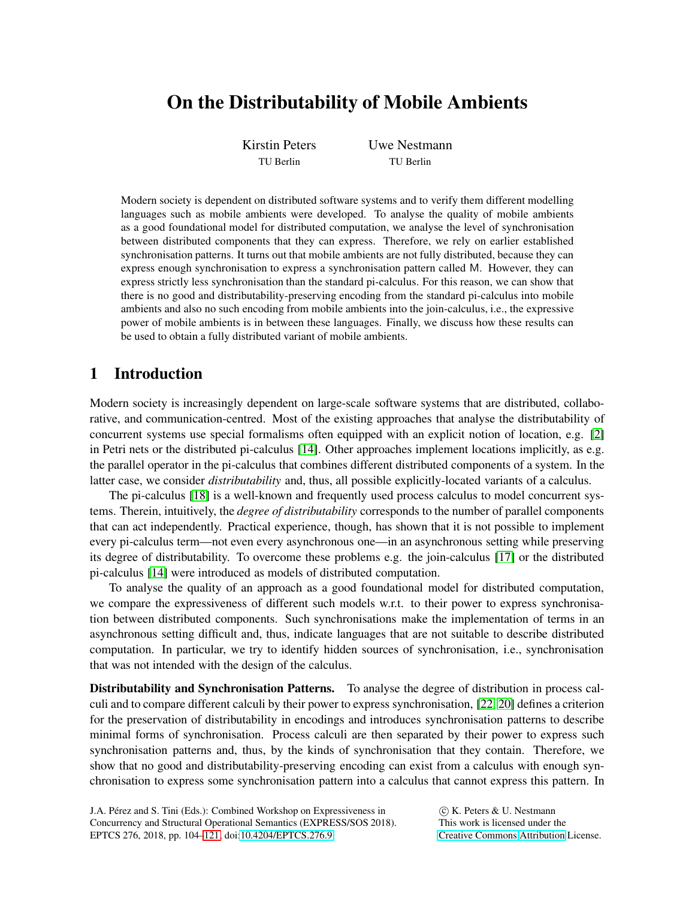# On the Distributability of Mobile Ambients

Kirstin Peters
TU Berlin

Uwe Nestmann
TU Berlin

Modern society is dependent on distributed software systems and to verify them different modelling languages such as mobile ambients were developed. To analyse the quality of mobile ambients as a good foundational model for distributed computation, we analyse the level of synchronisation between distributed components that they can express. Therefore, we rely on earlier established synchronisation patterns. It turns out that mobile ambients are not fully distributed, because they can express enough synchronisation to express a synchronisation pattern called M. However, they can express strictly less synchronisation than the standard pi-calculus. For this reason, we can show that there is no good and distributability-preserving encoding from the standard pi-calculus into mobile ambients and also no such encoding from mobile ambients into the join-calculus, i.e., the expressive power of mobile ambients is in between these languages. Finally, we discuss how these results can be used to obtain a fully distributed variant of mobile ambients.

## 1 Introduction

Modern society is increasingly dependent on large-scale software systems that are distributed, collaborative, and communication-centred. Most of the existing approaches that analyse the distributability of concurrent systems use special formalisms often equipped with an explicit notion of location, e.g. [2] in Petri nets or the distributed pi-calculus [14]. Other approaches implement locations implicitly, as e.g. the parallel operator in the pi-calculus that combines different distributed components of a system. In the latter case, we consider *distributability* and, thus, all possible explicitly-located variants of a calculus.

The pi-calculus [18] is a well-known and frequently used process calculus to model concurrent systems. Therein, intuitively, the *degree of distributability* corresponds to the number of parallel components that can act independently. Practical experience, though, has shown that it is not possible to implement every pi-calculus term—not even every asynchronous one—in an asynchronous setting while preserving its degree of distributability. To overcome these problems e.g. the join-calculus [17] or the distributed pi-calculus [14] were introduced as models of distributed computation.

To analyse the quality of an approach as a good foundational model for distributed computation, we compare the expressiveness of different such models w.r.t. to their power to express synchronisation between distributed components. Such synchronisations make the implementation of terms in an asynchronous setting difficult and, thus, indicate languages that are not suitable to describe distributed computation. In particular, we try to identify hidden sources of synchronisation, i.e., synchronisation that was not intended with the design of the calculus.

**Distributability and Synchronisation Patterns.** To analyse the degree of distribution in process calculi and to compare different calculi by their power to express synchronisation, [22, 20] defines a criterion for the preservation of distributability in encodings and introduces synchronisation patterns to describe minimal forms of synchronisation. Process calculi are then separated by their power to express such synchronisation patterns and, thus, by the kinds of synchronisation that they contain. Therefore, we show that no good and distributability-preserving encoding can exist from a calculus with enough synchronisation to express some synchronisation pattern into a calculus that cannot express this pattern. In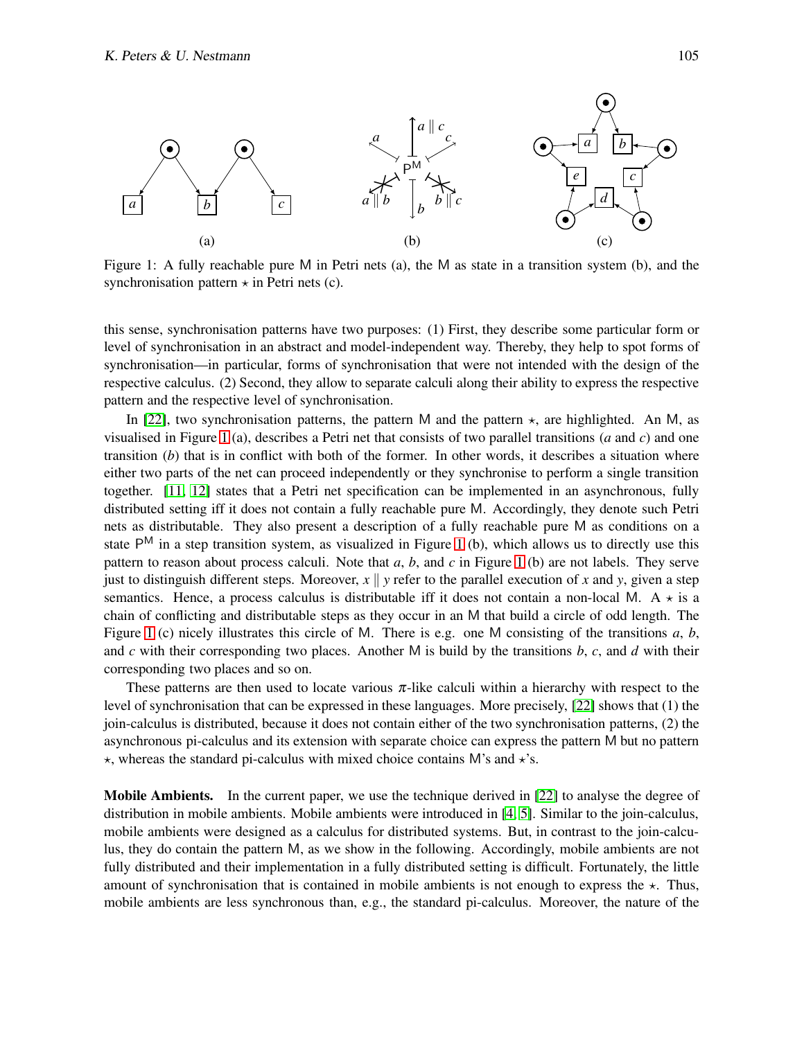Figure 1: A fully reachable pure M in Petri nets (a), the M as state in a transition system (b), and the synchronisation pattern $\star$ in Petri nets (c).

this sense, synchronisation patterns have two purposes: (1) First, they describe some particular form or level of synchronisation in an abstract and model-independent way. Thereby, they help to spot forms of synchronisation—in particular, forms of synchronisation that were not intended with the design of the respective calculus. (2) Second, they allow to separate calculi along their ability to express the respective pattern and the respective level of synchronisation.

In [22], two synchronisation patterns, the pattern M and the pattern $\star$, are highlighted. An M, as visualised in Figure 1 (a), describes a Petri net that consists of two parallel transitions ($a$ and $c$) and one transition ($b$) that is in conflict with both of the former. In other words, it describes a situation where either two parts of the net can proceed independently or they synchronise to perform a single transition together. [11, 12] states that a Petri net specification can be implemented in an asynchronous, fully distributed setting iff it does not contain a fully reachable pure M. Accordingly, they denote such Petri nets as distributable. They also present a description of a fully reachable pure M as conditions on a state $P^{M}$ in a step transition system, as visualized in Figure 1 (b), which allows us to directly use this pattern to reason about process calculi. Note that $a$, $b$, and $c$ in Figure 1 (b) are not labels. They serve just to distinguish different steps. Moreover, $x \parallel y$ refer to the parallel execution of $x$ and $y$, given a step semantics. Hence, a process calculus is distributable iff it does not contain a non-local M. A $\star$ is a chain of conflicting and distributable steps as they occur in an M that build a circle of odd length. The Figure 1 (c) nicely illustrates this circle of M. There is e.g. one M consisting of the transitions $a$, $b$, and $c$ with their corresponding two places. Another M is build by the transitions $b$, $c$, and $d$ with their corresponding two places and so on.

These patterns are then used to locate various $\pi$-like calculi within a hierarchy with respect to the level of synchronisation that can be expressed in these languages. More precisely, [22] shows that (1) the join-calculus is distributed, because it does not contain either of the two synchronisation patterns, (2) the asynchronous pi-calculus and its extension with separate choice can express the pattern M but no pattern $\star$, whereas the standard pi-calculus with mixed choice contains M's and $\star$'s.

**Mobile Ambients.** In the current paper, we use the technique derived in [22] to analyse the degree of distribution in mobile ambients. Mobile ambients were introduced in [4, 5]. Similar to the join-calculus, mobile ambients were designed as a calculus for distributed systems. But, in contrast to the join-calculus, they do contain the pattern M, as we show in the following. Accordingly, mobile ambients are not fully distributed and their implementation in a fully distributed setting is difficult. Fortunately, the little amount of synchronisation that is contained in mobile ambients is not enough to express the $\star$. Thus, mobile ambients are less synchronous than, e.g., the standard pi-calculus. Moreover, the nature of the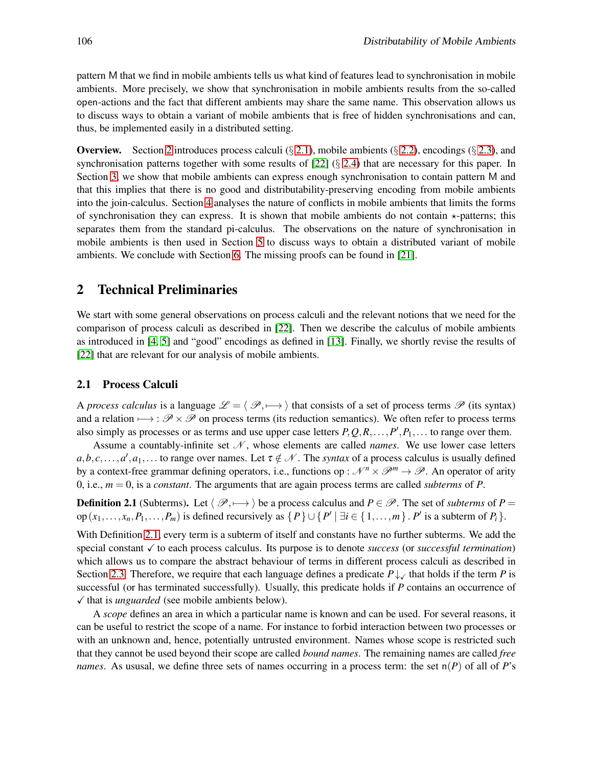pattern M that we find in mobile ambients tells us what kind of features lead to synchronisation in mobile ambients. More precisely, we show that synchronisation in mobile ambients results from the so-called open-actions and the fact that different ambients may share the same name. This observation allows us to discuss ways to obtain a variant of mobile ambients that is free of hidden synchronisations and can, thus, be implemented easily in a distributed setting.

**Overview.** Section 2 introduces process calculi (§ 2.1), mobile ambients (§ 2.2), encodings (§ 2.3), and synchronisation patterns together with some results of [22] (§ 2.4) that are necessary for this paper. In Section 3, we show that mobile ambients can express enough synchronisation to contain pattern M and that this implies that there is no good and distributability-preserving encoding from mobile ambients into the join-calculus. Section 4 analyses the nature of conflicts in mobile ambients that limits the forms of synchronisation they can express. It is shown that mobile ambients do not contain $\star$-patterns; this separates them from the standard pi-calculus. The observations on the nature of synchronisation in mobile ambients is then used in Section 5 to discuss ways to obtain a distributed variant of mobile ambients. We conclude with Section 6. The missing proofs can be found in [21].

## 2 Technical Preliminaries

We start with some general observations on process calculi and the relevant notions that we need for the comparison of process calculi as described in [22]. Then we describe the calculus of mobile ambients as introduced in [4, 5] and "good" encodings as defined in [13]. Finally, we shortly revise the results of [22] that are relevant for our analysis of mobile ambients.

### 2.1 Process Calculi

A *process calculus* is a language $\mathscr{L} = \langle\, \mathscr{P}, \longmapsto \,\rangle$ that consists of a set of process terms $\mathscr{P}$ (its syntax) and a relation $\longmapsto\, : \mathscr{P} \times \mathscr{P}$ on process terms (its reduction semantics). We often refer to process terms also simply as processes or as terms and use upper case letters $P, Q, R, \ldots, P', P_1, \ldots$ to range over them.

Assume a countably-infinite set $\mathscr{N}$, whose elements are called *names*. We use lower case letters $a, b, c, \ldots, a', a_1, \ldots$ to range over names. Let $\tau \notin \mathscr{N}$. The *syntax* of a process calculus is usually defined by a context-free grammar defining operators, i.e., functions $\mathsf{op} : \mathscr{N}^n \times \mathscr{P}^m \to \mathscr{P}$. An operator of arity 0, i.e., $m = 0$, is a *constant*. The arguments that are again process terms are called *subterms* of $P$.

**Definition 2.1** (Subterms)**.** Let $\langle\, \mathscr{P}, \longmapsto \,\rangle$ be a process calculus and $P \in \mathscr{P}$. The set of *subterms* of $P = \mathsf{op}\,(x_1, \ldots, x_n, P_1, \ldots, P_m)$ is defined recursively as $\{\, P \,\} \cup \{\, P' \mid \exists i \in \{\, 1, \ldots, m \,\} \,.\, P' \text{ is a subterm of } P_i \,\}$.

With Definition 2.1, every term is a subterm of itself and constants have no further subterms. We add the special constant $\checkmark$ to each process calculus. Its purpose is to denote *success* (or *successful termination*) which allows us to compare the abstract behaviour of terms in different process calculi as described in Section 2.3. Therefore, we require that each language defines a predicate $P\!\downarrow_{\checkmark}$ that holds if the term $P$ is successful (or has terminated successfully). Usually, this predicate holds if $P$ contains an occurrence of $\checkmark$ that is *unguarded* (see mobile ambients below).

A *scope* defines an area in which a particular name is known and can be used. For several reasons, it can be useful to restrict the scope of a name. For instance to forbid interaction between two processes or with an unknown and, hence, potentially untrusted environment. Names whose scope is restricted such that they cannot be used beyond their scope are called *bound names*. The remaining names are called *free names*. As ususal, we define three sets of names occurring in a process term: the set $\mathsf{n}(P)$ of all of $P$'s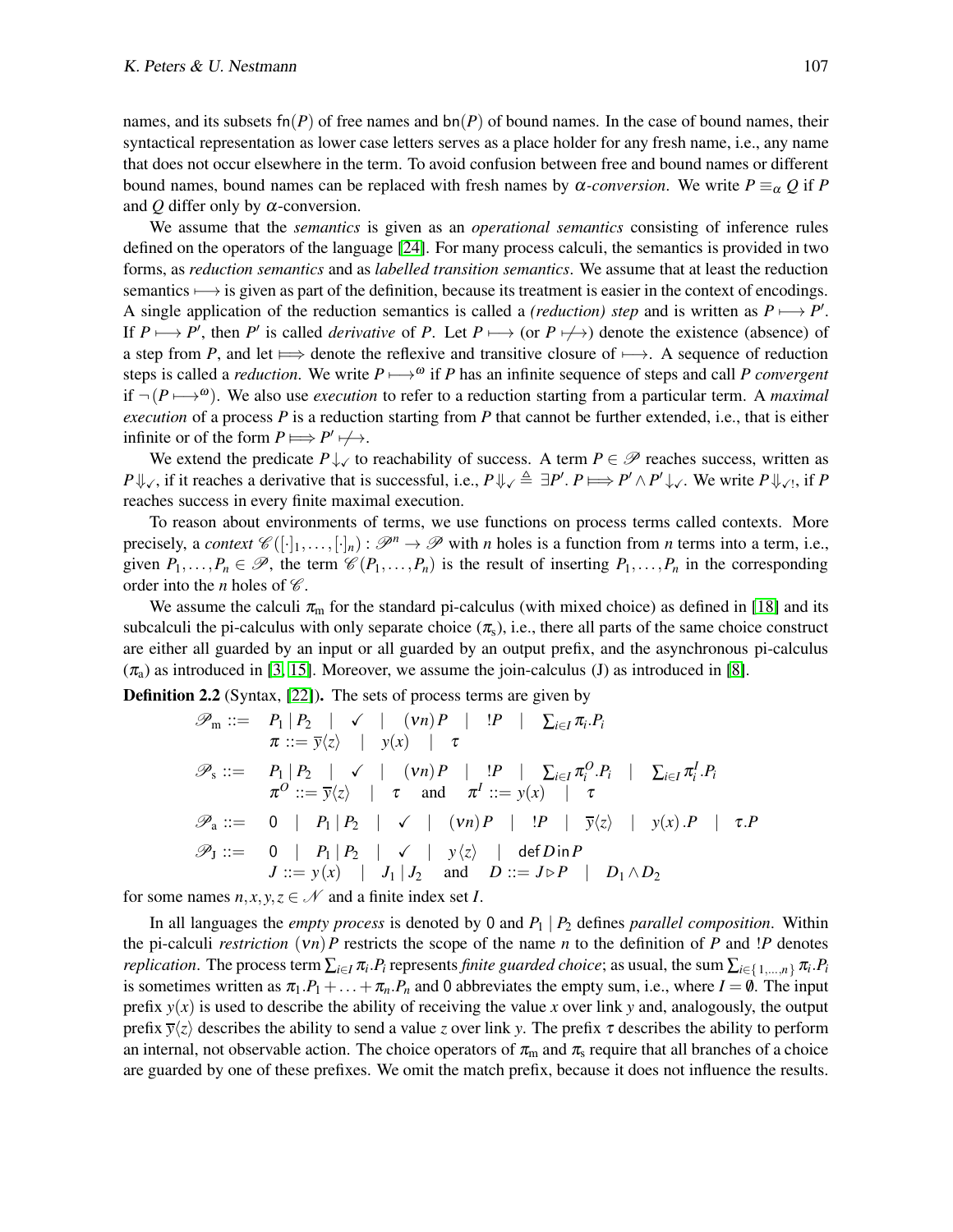names, and its subsets $\mathsf{fn}(P)$ of free names and $\mathsf{bn}(P)$ of bound names. In the case of bound names, their syntactical representation as lower case letters serves as a place holder for any fresh name, i.e., any name that does not occur elsewhere in the term. To avoid confusion between free and bound names or different bound names, bound names can be replaced with fresh names by $\alpha$*-conversion*. We write $P \equiv_\alpha Q$ if $P$ and $Q$ differ only by $\alpha$-conversion.

We assume that the *semantics* is given as an *operational semantics* consisting of inference rules defined on the operators of the language [24]. For many process calculi, the semantics is provided in two forms, as *reduction semantics* and as *labelled transition semantics*. We assume that at least the reduction semantics $\longmapsto$ is given as part of the definition, because its treatment is easier in the context of encodings. A single application of the reduction semantics is called a *(reduction) step* and is written as $P \longmapsto P'$. If $P \longmapsto P'$, then $P'$ is called *derivative* of $P$. Let $P \longmapsto$ (or $P \not\longmapsto$) denote the existence (absence) of a step from $P$, and let $\Longmapsto$ denote the reflexive and transitive closure of $\longmapsto$. A sequence of reduction steps is called a *reduction*. We write $P \longmapsto^\omega$ if $P$ has an infinite sequence of steps and call $P$ *convergent* if $\neg(P \longmapsto^\omega)$. We also use *execution* to refer to a reduction starting from a particular term. A *maximal execution* of a process $P$ is a reduction starting from $P$ that cannot be further extended, i.e., that is either infinite or of the form $P \Longmapsto P' \not\longmapsto$.

We extend the predicate $P\downarrow_\checkmark$ to reachability of success. A term $P \in \mathscr{P}$ reaches success, written as $P\Downarrow_\checkmark$, if it reaches a derivative that is successful, i.e., $P\Downarrow_\checkmark \triangleq \exists P'. \, P \Longmapsto P' \wedge P'\downarrow_\checkmark$. We write $P\Downarrow_{\checkmark!}$, if $P$ reaches success in every finite maximal execution.

To reason about environments of terms, we use functions on process terms called contexts. More precisely, a *context* $\mathscr{C}([\cdot]_1, \ldots, [\cdot]_n) : \mathscr{P}^n \to \mathscr{P}$ with $n$ holes is a function from $n$ terms into a term, i.e., given $P_1, \ldots, P_n \in \mathscr{P}$, the term $\mathscr{C}(P_1, \ldots, P_n)$ is the result of inserting $P_1, \ldots, P_n$ in the corresponding order into the $n$ holes of $\mathscr{C}$.

We assume the calculi $\pi_{\mathrm{m}}$ for the standard pi-calculus (with mixed choice) as defined in [18] and its subcalculi the pi-calculus with only separate choice ($\pi_{\mathrm{s}}$), i.e., there all parts of the same choice construct are either all guarded by an input or all guarded by an output prefix, and the asynchronous pi-calculus ($\pi_{\mathrm{a}}$) as introduced in [3, 15]. Moreover, we assume the join-calculus (J) as introduced in [8].

**Definition 2.2** (Syntax, [22])**.** The sets of process terms are given by

$$
\begin{aligned}
\mathscr{P}_{\mathrm{m}} &::= \quad P_1 \mid P_2 \quad | \quad \checkmark \quad | \quad (\nu n) P \quad | \quad !P \quad | \quad \textstyle\sum_{i \in I} \pi_i . P_i \\
&\qquad \pi ::= \overline{y}\langle z \rangle \quad | \quad y(x) \quad | \quad \tau \\
\mathscr{P}_{\mathrm{s}} &::= \quad P_1 \mid P_2 \quad | \quad \checkmark \quad | \quad (\nu n) P \quad | \quad !P \quad | \quad \textstyle\sum_{i \in I} \pi_i^O . P_i \quad | \quad \textstyle\sum_{i \in I} \pi_i^I . P_i \\
&\qquad \pi^O ::= \overline{y}\langle z \rangle \quad | \quad \tau \quad \text{and} \quad \pi^I ::= y(x) \quad | \quad \tau \\
\mathscr{P}_{\mathrm{a}} &::= \quad 0 \quad | \quad P_1 \mid P_2 \quad | \quad \checkmark \quad | \quad (\nu n) P \quad | \quad !P \quad | \quad \overline{y}\langle z \rangle \quad | \quad y(x) . P \quad | \quad \tau . P \\
\mathscr{P}_{\mathrm{J}} &::= \quad 0 \quad | \quad P_1 \mid P_2 \quad | \quad \checkmark \quad | \quad y\langle z \rangle \quad | \quad \mathsf{def}\, D \,\mathsf{in}\, P \\
&\qquad J ::= y(x) \quad | \quad J_1 \mid J_2 \quad \text{and} \quad D ::= J \triangleright P \quad | \quad D_1 \wedge D_2
\end{aligned}
$$

for some names $n, x, y, z \in \mathscr{N}$ and a finite index set $I$.

In all languages the *empty process* is denoted by $0$ and $P_1 \mid P_2$ defines *parallel composition*. Within the pi-calculi *restriction* $(\nu n) P$ restricts the scope of the name $n$ to the definition of $P$ and $!P$ denotes *replication*. The process term $\sum_{i \in I} \pi_i . P_i$ represents *finite guarded choice*; as usual, the sum $\sum_{i \in \{1, \ldots, n\}} \pi_i . P_i$ is sometimes written as $\pi_1 . P_1 + \ldots + \pi_n . P_n$ and $0$ abbreviates the empty sum, i.e., where $I = \emptyset$. The input prefix $y(x)$ is used to describe the ability of receiving the value $x$ over link $y$ and, analogously, the output prefix $\overline{y}\langle z \rangle$ describes the ability to send a value $z$ over link $y$. The prefix $\tau$ describes the ability to perform an internal, not observable action. The choice operators of $\pi_{\mathrm{m}}$ and $\pi_{\mathrm{s}}$ require that all branches of a choice are guarded by one of these prefixes. We omit the match prefix, because it does not influence the results.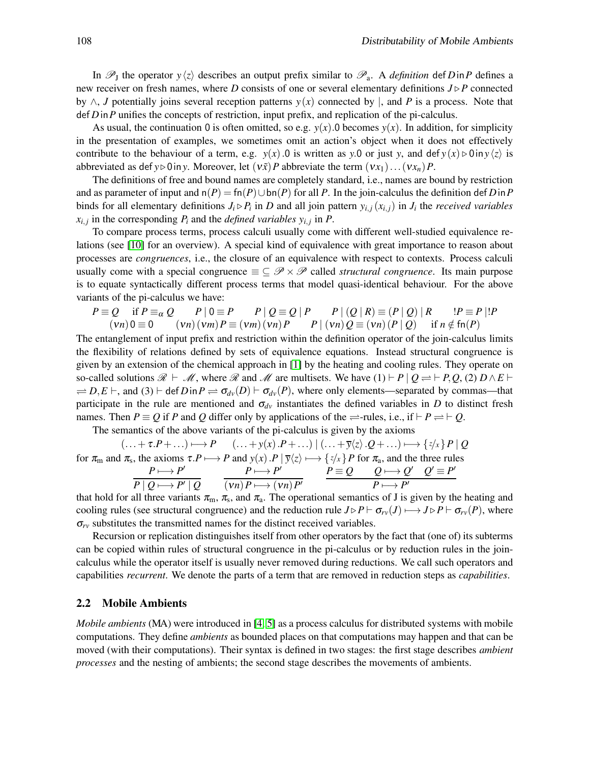In $\mathscr{P}_{\mathrm{J}}$ the operator $y\langle z\rangle$ describes an output prefix similar to $\mathscr{P}_{\mathrm{a}}$. A *definition* $\mathsf{def}\, D \,\mathsf{in}\, P$ defines a new receiver on fresh names, where $D$ consists of one or several elementary definitions $J \triangleright P$ connected by $\wedge$, $J$ potentially joins several reception patterns $y(x)$ connected by $|$, and $P$ is a process. Note that $\mathsf{def}\, D \,\mathsf{in}\, P$ unifies the concepts of restriction, input prefix, and replication of the pi-calculus.

As usual, the continuation $\mathsf{0}$ is often omitted, so e.g. $y(x).\mathsf{0}$ becomes $y(x)$. In addition, for simplicity in the presentation of examples, we sometimes omit an action's object when it does not effectively contribute to the behaviour of a term, e.g. $y(x).0$ is written as $y.\mathsf{0}$ or just $y$, and $\mathsf{def}\, y(x) \triangleright \mathsf{0} \,\mathsf{in}\, y\langle z\rangle$ is abbreviated as $\mathsf{def}\, y \triangleright \mathsf{0} \,\mathsf{in}\, y$. Moreover, let $(\nu \tilde{x})P$ abbreviate the term $(\nu x_1)\ldots(\nu x_n)P$.

The definitions of free and bound names are completely standard, i.e., names are bound by restriction and as parameter of input and $\mathsf{n}(P) = \mathsf{fn}(P) \cup \mathsf{bn}(P)$ for all $P$. In the join-calculus the definition $\mathsf{def}\, D \,\mathsf{in}\, P$ binds for all elementary definitions $J_i \triangleright P_i$ in $D$ and all join pattern $y_{i,j}(x_{i,j})$ in $J_i$ the *received variables* $x_{i,j}$ in the corresponding $P_i$ and the *defined variables* $y_{i,j}$ in $P$.

To compare process terms, process calculi usually come with different well-studied equivalence relations (see [10] for an overview). A special kind of equivalence with great importance to reason about processes are *congruences*, i.e., the closure of an equivalence with respect to contexts. Process calculi usually come with a special congruence $\equiv \subseteq \mathscr{P} \times \mathscr{P}$ called *structural congruence*. Its main purpose is to equate syntactically different process terms that model quasi-identical behaviour. For the above variants of the pi-calculus we have:

$$P \equiv Q \quad \text{if } P \equiv_\alpha Q \qquad P \mid \mathsf{0} \equiv P \qquad P \mid Q \equiv Q \mid P \qquad P \mid (Q \mid R) \equiv (P \mid Q) \mid R \qquad !P \equiv P \mid !P$$
$$(\nu n)\,\mathsf{0} \equiv \mathsf{0} \qquad (\nu n)\,(\nu m)\,P \equiv (\nu m)\,(\nu n)\,P \qquad P \mid (\nu n)\,Q \equiv (\nu n)\,(P \mid Q) \quad \text{if } n \notin \mathsf{fn}(P)$$

The entanglement of input prefix and restriction within the definition operator of the join-calculus limits the flexibility of relations defined by sets of equivalence equations. Instead structural congruence is given by an extension of the chemical approach in [1] by the heating and cooling rules. They operate on so-called solutions $\mathscr{R} \vdash \mathscr{M}$, where $\mathscr{R}$ and $\mathscr{M}$ are multisets. We have (1) $\vdash P \mid Q \rightleftharpoons \vdash P, Q$, (2) $D \wedge E \vdash \rightleftharpoons D, E \vdash$, and (3) $\vdash \mathsf{def}\, D \,\mathsf{in}\, P \rightleftharpoons \sigma_{dv}(D) \vdash \sigma_{dv}(P)$, where only elements—separated by commas—that participate in the rule are mentioned and $\sigma_{dv}$ instantiates the defined variables in $D$ to distinct fresh names. Then $P \equiv Q$ if $P$ and $Q$ differ only by applications of the $\rightleftharpoons$-rules, i.e., if $\vdash P \rightleftharpoons \vdash Q$.

The semantics of the above variants of the pi-calculus is given by the axioms

$$(\ldots + \tau.P + \ldots) \longmapsto P \qquad (\ldots + y(x).P + \ldots) \mid (\ldots + \overline{y}\langle z\rangle.Q + \ldots) \longmapsto \{{}^{z}/_{x}\}\, P \mid Q$$

for $\pi_{\mathrm{m}}$ and $\pi_{\mathrm{s}}$, the axioms $\tau.P \longmapsto P$ and $y(x).P \mid \overline{y}\langle z\rangle \longmapsto \{{}^{z}/_{x}\}\, P$ for $\pi_{\mathrm{a}}$, and the three rules

$$\frac{P \longmapsto P'}{P \mid Q \longmapsto P' \mid Q} \qquad \frac{P \longmapsto P'}{(\nu n)\,P \longmapsto (\nu n)\,P'} \qquad \frac{P \equiv Q \quad Q \longmapsto Q' \quad Q' \equiv P'}{P \longmapsto P'}$$

that hold for all three variants $\pi_{\mathrm{m}}$, $\pi_{\mathrm{s}}$, and $\pi_{\mathrm{a}}$. The operational semantics of J is given by the heating and cooling rules (see structural congruence) and the reduction rule $J \triangleright P \vdash \sigma_{rv}(J) \longmapsto J \triangleright P \vdash \sigma_{rv}(P)$, where $\sigma_{rv}$ substitutes the transmitted names for the distinct received variables.

Recursion or replication distinguishes itself from other operators by the fact that (one of) its subterms can be copied within rules of structural congruence in the pi-calculus or by reduction rules in the join-calculus while the operator itself is usually never removed during reductions. We call such operators and capabilities *recurrent*. We denote the parts of a term that are removed in reduction steps as *capabilities*.

## 2.2 Mobile Ambients

*Mobile ambients* (MA) were introduced in [4, 5] as a process calculus for distributed systems with mobile computations. They define *ambients* as bounded places on that computations may happen and that can be moved (with their computations). Their syntax is defined in two stages: the first stage describes *ambient processes* and the nesting of ambients; the second stage describes the movements of ambients.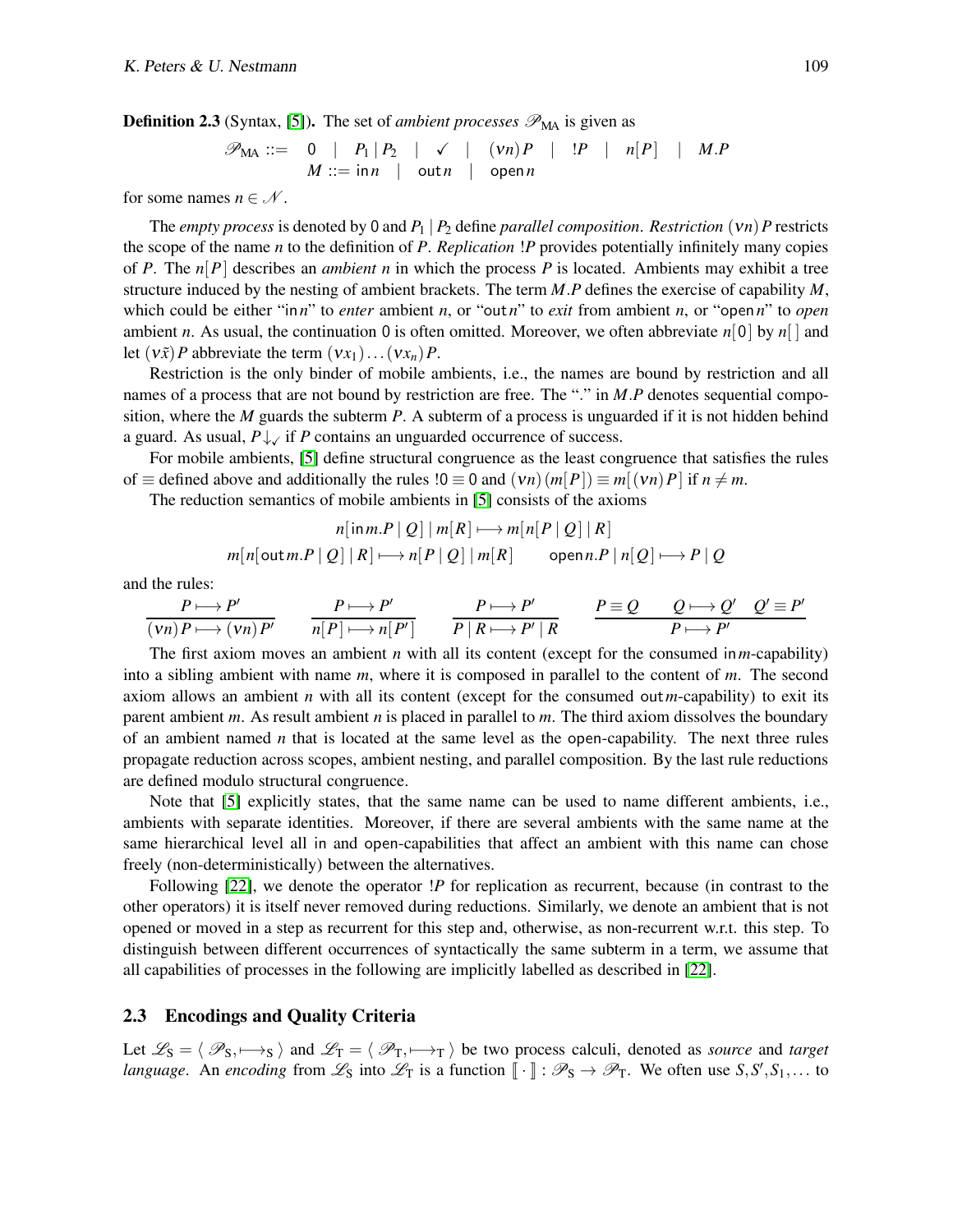**Definition 2.3** (Syntax, [5]). The set of *ambient processes* $\mathscr{P}_{\text{MA}}$ is given as

$$\mathscr{P}_{\text{MA}} ::= \quad \mathsf{0} \quad | \quad P_1 \mid P_2 \quad | \quad \checkmark \quad | \quad (\nu n) P \quad | \quad !P \quad | \quad n[P] \quad | \quad M.P$$
$$M ::= \mathsf{in}\, n \quad | \quad \mathsf{out}\, n \quad | \quad \mathsf{open}\, n$$

for some names $n \in \mathscr{N}$.

The *empty process* is denoted by $\mathsf{0}$ and $P_1 \mid P_2$ define *parallel composition*. *Restriction* $(\nu n) P$ restricts the scope of the name $n$ to the definition of $P$. *Replication* $!P$ provides potentially infinitely many copies of $P$. The $n[P]$ describes an *ambient* $n$ in which the process $P$ is located. Ambients may exhibit a tree structure induced by the nesting of ambient brackets. The term $M.P$ defines the exercise of capability $M$, which could be either "$\mathsf{in}\, n$" to *enter* ambient $n$, or "$\mathsf{out}\, n$" to *exit* from ambient $n$, or "$\mathsf{open}\, n$" to *open* ambient $n$. As usual, the continuation $\mathsf{0}$ is often omitted. Moreover, we often abbreviate $n[\mathsf{0}]$ by $n[\,]$ and let $(\nu \tilde{x}) P$ abbreviate the term $(\nu x_1) \ldots (\nu x_n) P$.

Restriction is the only binder of mobile ambients, i.e., the names are bound by restriction and all names of a process that are not bound by restriction are free. The "." in $M.P$ denotes sequential composition, where the $M$ guards the subterm $P$. A subterm of a process is unguarded if it is not hidden behind a guard. As usual, $P{\downarrow_\checkmark}$ if $P$ contains an unguarded occurrence of success.

For mobile ambients, [5] define structural congruence as the least congruence that satisfies the rules of $\equiv$ defined above and additionally the rules $!\mathsf{0} \equiv \mathsf{0}$ and $(\nu n)(m[P]) \equiv m[(\nu n) P]$ if $n \neq m$.

The reduction semantics of mobile ambients in [5] consists of the axioms

$$n[\mathsf{in}\, m.P \mid Q] \mid m[R] \longmapsto m[n[P \mid Q] \mid R]$$
$$m[n[\mathsf{out}\, m.P \mid Q] \mid R] \longmapsto n[P \mid Q] \mid m[R] \qquad \mathsf{open}\, n.P \mid n[Q] \longmapsto P \mid Q$$

and the rules:

$$\frac{P \longmapsto P'}{(\nu n) P \longmapsto (\nu n) P'} \qquad \frac{P \longmapsto P'}{n[P] \longmapsto n[P']} \qquad \frac{P \longmapsto P'}{P \mid R \longmapsto P' \mid R} \qquad \frac{P \equiv Q \quad Q \longmapsto Q' \quad Q' \equiv P'}{P \longmapsto P'}$$

The first axiom moves an ambient $n$ with all its content (except for the consumed $\mathsf{in}\, m$-capability) into a sibling ambient with name $m$, where it is composed in parallel to the content of $m$. The second axiom allows an ambient $n$ with all its content (except for the consumed $\mathsf{out}\, m$-capability) to exit its parent ambient $m$. As result ambient $n$ is placed in parallel to $m$. The third axiom dissolves the boundary of an ambient named $n$ that is located at the same level as the $\mathsf{open}$-capability. The next three rules propagate reduction across scopes, ambient nesting, and parallel composition. By the last rule reductions are defined modulo structural congruence.

Note that [5] explicitly states, that the same name can be used to name different ambients, i.e., ambients with separate identities. Moreover, if there are several ambients with the same name at the same hierarchical level all $\mathsf{in}$ and $\mathsf{open}$-capabilities that affect an ambient with this name can chose freely (non-deterministically) between the alternatives.

Following [22], we denote the operator $!P$ for replication as recurrent, because (in contrast to the other operators) it is itself never removed during reductions. Similarly, we denote an ambient that is not opened or moved in a step as recurrent for this step and, otherwise, as non-recurrent w.r.t. this step. To distinguish between different occurrences of syntactically the same subterm in a term, we assume that all capabilities of processes in the following are implicitly labelled as described in [22].

### 2.3 Encodings and Quality Criteria

Let $\mathscr{L}_{\text{S}} = \langle\, \mathscr{P}_{\text{S}}, \longmapsto_{\text{S}} \,\rangle$ and $\mathscr{L}_{\text{T}} = \langle\, \mathscr{P}_{\text{T}}, \longmapsto_{\text{T}} \,\rangle$ be two process calculi, denoted as *source* and *target language*. An *encoding* from $\mathscr{L}_{\text{S}}$ into $\mathscr{L}_{\text{T}}$ is a function $[\![ \cdot ]\!] : \mathscr{P}_{\text{S}} \to \mathscr{P}_{\text{T}}$. We often use $S, S', S_1, \ldots$ to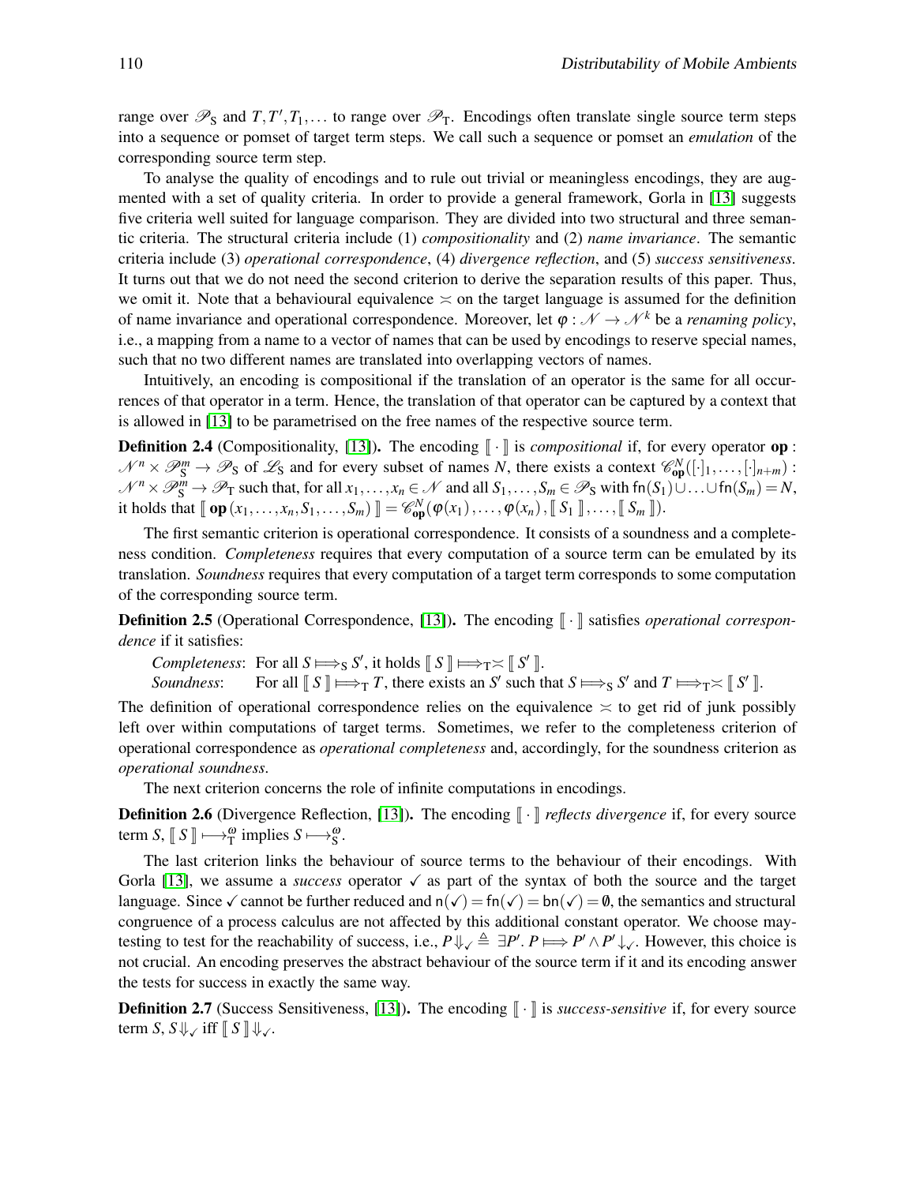range over $\mathscr{P}_S$ and $T, T', T_1, \ldots$ to range over $\mathscr{P}_T$. Encodings often translate single source term steps into a sequence or pomset of target term steps. We call such a sequence or pomset an *emulation* of the corresponding source term step.

To analyse the quality of encodings and to rule out trivial or meaningless encodings, they are augmented with a set of quality criteria. In order to provide a general framework, Gorla in [13] suggests five criteria well suited for language comparison. They are divided into two structural and three semantic criteria. The structural criteria include (1) *compositionality* and (2) *name invariance*. The semantic criteria include (3) *operational correspondence*, (4) *divergence reflection*, and (5) *success sensitiveness*. It turns out that we do not need the second criterion to derive the separation results of this paper. Thus, we omit it. Note that a behavioural equivalence $\asymp$ on the target language is assumed for the definition of name invariance and operational correspondence. Moreover, let $\varphi : \mathscr{N} \to \mathscr{N}^k$ be a *renaming policy*, i.e., a mapping from a name to a vector of names that can be used by encodings to reserve special names, such that no two different names are translated into overlapping vectors of names.

Intuitively, an encoding is compositional if the translation of an operator is the same for all occurrences of that operator in a term. Hence, the translation of that operator can be captured by a context that is allowed in [13] to be parametrised on the free names of the respective source term.

**Definition 2.4** (Compositionality, [13]). The encoding $\llbracket \cdot \rrbracket$ is *compositional* if, for every operator $\mathbf{op} : \mathscr{N}^n \times \mathscr{P}_S^m \to \mathscr{P}_S$ of $\mathscr{L}_S$ and for every subset of names $N$, there exists a context $\mathscr{C}_{\mathbf{op}}^N([\cdot]_1, \ldots, [\cdot]_{n+m}) : \mathscr{N}^n \times \mathscr{P}_S^m \to \mathscr{P}_T$ such that, for all $x_1, \ldots, x_n \in \mathscr{N}$ and all $S_1, \ldots, S_m \in \mathscr{P}_S$ with $\mathsf{fn}(S_1) \cup \ldots \cup \mathsf{fn}(S_m) = N$, it holds that $\llbracket \mathbf{op}(x_1, \ldots, x_n, S_1, \ldots, S_m) \rrbracket = \mathscr{C}_{\mathbf{op}}^N(\varphi(x_1), \ldots, \varphi(x_n), \llbracket S_1 \rrbracket, \ldots, \llbracket S_m \rrbracket)$.

The first semantic criterion is operational correspondence. It consists of a soundness and a completeness condition. *Completeness* requires that every computation of a source term can be emulated by its translation. *Soundness* requires that every computation of a target term corresponds to some computation of the corresponding source term.

**Definition 2.5** (Operational Correspondence, [13]). The encoding $\llbracket \cdot \rrbracket$ satisfies *operational correspondence* if it satisfies:

*Completeness*: For all $S \Longmapsto_S S'$, it holds $\llbracket S \rrbracket \Longmapsto_T \asymp \llbracket S' \rrbracket$.
*Soundness*: For all $\llbracket S \rrbracket \Longmapsto_T T$, there exists an $S'$ such that $S \Longmapsto_S S'$ and $T \Longmapsto_T \asymp \llbracket S' \rrbracket$.

The definition of operational correspondence relies on the equivalence $\asymp$ to get rid of junk possibly left over within computations of target terms. Sometimes, we refer to the completeness criterion of operational correspondence as *operational completeness* and, accordingly, for the soundness criterion as *operational soundness*.

The next criterion concerns the role of infinite computations in encodings.

**Definition 2.6** (Divergence Reflection, [13]). The encoding $\llbracket \cdot \rrbracket$ *reflects divergence* if, for every source term $S$, $\llbracket S \rrbracket \longmapsto_T^{\omega}$ implies $S \longmapsto_S^{\omega}$.

The last criterion links the behaviour of source terms to the behaviour of their encodings. With Gorla [13], we assume a *success* operator $\checkmark$ as part of the syntax of both the source and the target language. Since $\checkmark$ cannot be further reduced and $\mathsf{n}(\checkmark) = \mathsf{fn}(\checkmark) = \mathsf{bn}(\checkmark) = \emptyset$, the semantics and structural congruence of a process calculus are not affected by this additional constant operator. We choose may-testing to test for the reachability of success, i.e., $P \Downarrow_{\checkmark} \triangleq \exists P'.\, P \Longmapsto P' \wedge P' \downarrow_{\checkmark}$. However, this choice is not crucial. An encoding preserves the abstract behaviour of the source term if it and its encoding answer the tests for success in exactly the same way.

**Definition 2.7** (Success Sensitiveness, [13]). The encoding $\llbracket \cdot \rrbracket$ is *success-sensitive* if, for every source term $S$, $S \Downarrow_{\checkmark}$ iff $\llbracket S \rrbracket \Downarrow_{\checkmark}$.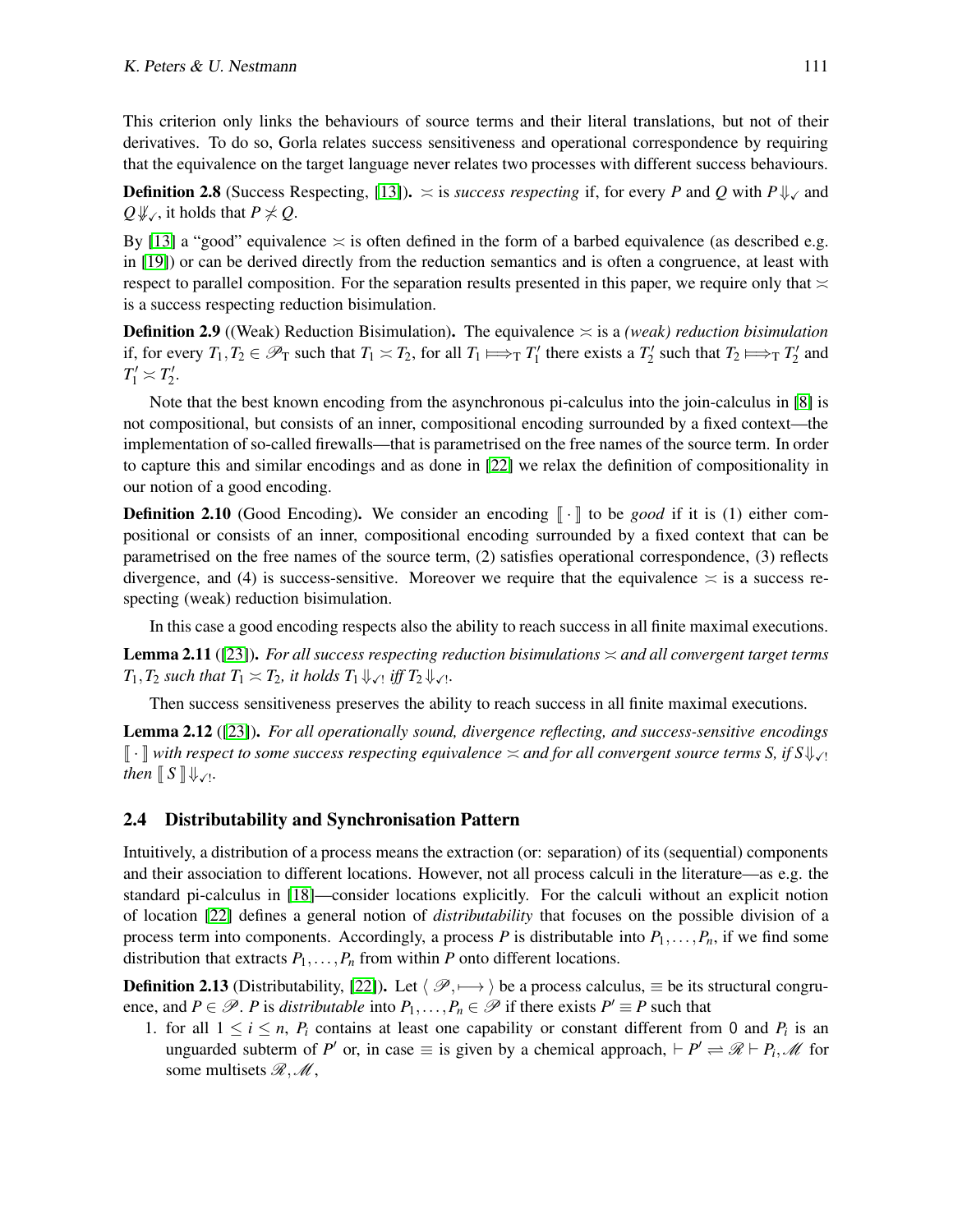This criterion only links the behaviours of source terms and their literal translations, but not of their derivatives. To do so, Gorla relates success sensitiveness and operational correspondence by requiring that the equivalence on the target language never relates two processes with different success behaviours.

**Definition 2.8** (Success Respecting, [13]). $\asymp$ is *success respecting* if, for every $P$ and $Q$ with $P \Downarrow_{\checkmark}$ and $Q \not\Downarrow_{\checkmark}$, it holds that $P \not\asymp Q$.

By [13] a "good" equivalence $\asymp$ is often defined in the form of a barbed equivalence (as described e.g. in [19]) or can be derived directly from the reduction semantics and is often a congruence, at least with respect to parallel composition. For the separation results presented in this paper, we require only that $\asymp$ is a success respecting reduction bisimulation.

**Definition 2.9** ((Weak) Reduction Bisimulation). The equivalence $\asymp$ is a *(weak) reduction bisimulation* if, for every $T_1, T_2 \in \mathscr{P}_{\mathrm{T}}$ such that $T_1 \asymp T_2$, for all $T_1 \Longmapsto_{\mathrm{T}} T_1'$ there exists a $T_2'$ such that $T_2 \Longmapsto_{\mathrm{T}} T_2'$ and $T_1' \asymp T_2'$.

Note that the best known encoding from the asynchronous pi-calculus into the join-calculus in [8] is not compositional, but consists of an inner, compositional encoding surrounded by a fixed context—the implementation of so-called firewalls—that is parametrised on the free names of the source term. In order to capture this and similar encodings and as done in [22] we relax the definition of compositionality in our notion of a good encoding.

**Definition 2.10** (Good Encoding). We consider an encoding $[\![ \cdot ]\!]$ to be *good* if it is (1) either compositional or consists of an inner, compositional encoding surrounded by a fixed context that can be parametrised on the free names of the source term, (2) satisfies operational correspondence, (3) reflects divergence, and (4) is success-sensitive. Moreover we require that the equivalence $\asymp$ is a success respecting (weak) reduction bisimulation.

In this case a good encoding respects also the ability to reach success in all finite maximal executions.

**Lemma 2.11** ([23]). *For all success respecting reduction bisimulations $\asymp$ and all convergent target terms $T_1, T_2$ such that $T_1 \asymp T_2$, it holds $T_1 \Downarrow_{\checkmark !}$ iff $T_2 \Downarrow_{\checkmark !}$.*

Then success sensitiveness preserves the ability to reach success in all finite maximal executions.

**Lemma 2.12** ([23]). *For all operationally sound, divergence reflecting, and success-sensitive encodings $[\![ \cdot ]\!]$ with respect to some success respecting equivalence $\asymp$ and for all convergent source terms $S$, if $S \Downarrow_{\checkmark !}$ then $[\![ S ]\!] \Downarrow_{\checkmark !}$.*

### 2.4 Distributability and Synchronisation Pattern

Intuitively, a distribution of a process means the extraction (or: separation) of its (sequential) components and their association to different locations. However, not all process calculi in the literature—as e.g. the standard pi-calculus in [18]—consider locations explicitly. For the calculi without an explicit notion of location [22] defines a general notion of *distributability* that focuses on the possible division of a process term into components. Accordingly, a process $P$ is distributable into $P_1, \ldots, P_n$, if we find some distribution that extracts $P_1, \ldots, P_n$ from within $P$ onto different locations.

**Definition 2.13** (Distributability, [22]). Let $\langle \mathscr{P}, \longmapsto \rangle$ be a process calculus, $\equiv$ be its structural congruence, and $P \in \mathscr{P}$. $P$ is *distributable* into $P_1, \ldots, P_n \in \mathscr{P}$ if there exists $P' \equiv P$ such that

1. for all $1 \leq i \leq n$, $P_i$ contains at least one capability or constant different from $0$ and $P_i$ is an unguarded subterm of $P'$ or, in case $\equiv$ is given by a chemical approach, $\vdash P' \rightleftharpoons \mathscr{R} \vdash P_i, \mathscr{M}$ for some multisets $\mathscr{R}, \mathscr{M}$,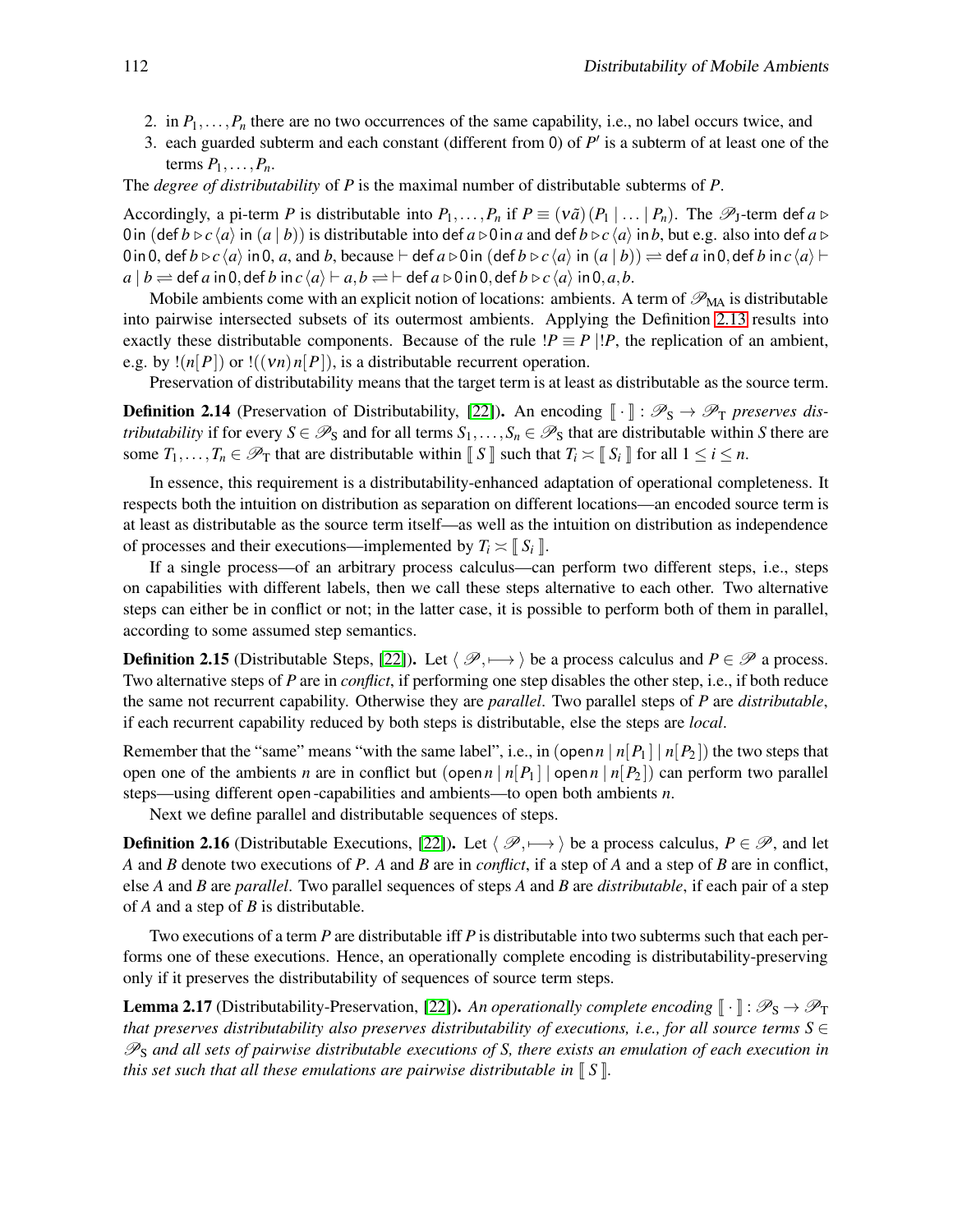2. in $P_1, \ldots, P_n$ there are no two occurrences of the same capability, i.e., no label occurs twice, and
3. each guarded subterm and each constant (different from 0) of $P'$ is a subterm of at least one of the terms $P_1, \ldots, P_n$.

The *degree of distributability* of $P$ is the maximal number of distributable subterms of $P$.

Accordingly, a pi-term $P$ is distributable into $P_1, \ldots, P_n$ if $P \equiv (\nu \tilde{a})(P_1 \mid \ldots \mid P_n)$. The $\mathscr{P}_\mathrm{J}$-term $\mathsf{def}\, a \triangleright 0\, \mathsf{in}\, (\mathsf{def}\, b \triangleright c\langle a\rangle\, \mathsf{in}\, (a \mid b))$ is distributable into $\mathsf{def}\, a \triangleright 0\, \mathsf{in}\, a$ and $\mathsf{def}\, b \triangleright c\langle a\rangle\, \mathsf{in}\, b$, but e.g. also into $\mathsf{def}\, a \triangleright 0\, \mathsf{in}\, 0$, $\mathsf{def}\, b \triangleright c\langle a\rangle\, \mathsf{in}\, 0$, $a$, and $b$, because $\vdash \mathsf{def}\, a \triangleright 0\, \mathsf{in}\, (\mathsf{def}\, b \triangleright c\langle a\rangle\, \mathsf{in}\, (a \mid b)) \rightleftharpoons \mathsf{def}\, a\, \mathsf{in}\, 0, \mathsf{def}\, b\, \mathsf{in}\, c\langle a\rangle \vdash a \mid b \rightleftharpoons \mathsf{def}\, a\, \mathsf{in}\, 0, \mathsf{def}\, b\, \mathsf{in}\, c\langle a\rangle \vdash a, b \rightleftharpoons\ \vdash \mathsf{def}\, a \triangleright 0\, \mathsf{in}\, 0, \mathsf{def}\, b \triangleright c\langle a\rangle\, \mathsf{in}\, 0, a, b$.

Mobile ambients come with an explicit notion of locations: ambients. A term of $\mathscr{P}_\mathrm{MA}$ is distributable into pairwise intersected subsets of its outermost ambients. Applying the Definition 2.13 results into exactly these distributable components. Because of the rule $!P \equiv P \mid !P$, the replication of an ambient, e.g. by $!(n[P])$ or $!((\nu n)\, n[P])$, is a distributable recurrent operation.

Preservation of distributability means that the target term is at least as distributable as the source term.

**Definition 2.14** (Preservation of Distributability, [22])**.** An encoding $[\![\cdot]\!] : \mathscr{P}_\mathrm{S} \to \mathscr{P}_\mathrm{T}$ *preserves distributability* if for every $S \in \mathscr{P}_\mathrm{S}$ and for all terms $S_1, \ldots, S_n \in \mathscr{P}_\mathrm{S}$ that are distributable within $S$ there are some $T_1, \ldots, T_n \in \mathscr{P}_\mathrm{T}$ that are distributable within $[\![ S ]\!]$ such that $T_i \asymp [\![ S_i ]\!]$ for all $1 \leq i \leq n$.

In essence, this requirement is a distributability-enhanced adaptation of operational completeness. It respects both the intuition on distribution as separation on different locations—an encoded source term is at least as distributable as the source term itself—as well as the intuition on distribution as independence of processes and their executions—implemented by $T_i \asymp [\![ S_i ]\!]$.

If a single process—of an arbitrary process calculus—can perform two different steps, i.e., steps on capabilities with different labels, then we call these steps alternative to each other. Two alternative steps can either be in conflict or not; in the latter case, it is possible to perform both of them in parallel, according to some assumed step semantics.

**Definition 2.15** (Distributable Steps, [22])**.** Let $\langle\, \mathscr{P}, \longmapsto\, \rangle$ be a process calculus and $P \in \mathscr{P}$ a process. Two alternative steps of $P$ are in *conflict*, if performing one step disables the other step, i.e., if both reduce the same not recurrent capability. Otherwise they are *parallel*. Two parallel steps of $P$ are *distributable*, if each recurrent capability reduced by both steps is distributable, else the steps are *local*.

Remember that the "same" means "with the same label", i.e., in $(\mathsf{open}\, n \mid n[P_1] \mid n[P_2])$ the two steps that open one of the ambients $n$ are in conflict but $(\mathsf{open}\, n \mid n[P_1] \mid \mathsf{open}\, n \mid n[P_2])$ can perform two parallel steps—using different $\mathsf{open}$-capabilities and ambients—to open both ambients $n$.

Next we define parallel and distributable sequences of steps.

**Definition 2.16** (Distributable Executions, [22])**.** Let $\langle\, \mathscr{P}, \longmapsto\, \rangle$ be a process calculus, $P \in \mathscr{P}$, and let $A$ and $B$ denote two executions of $P$. $A$ and $B$ are in *conflict*, if a step of $A$ and a step of $B$ are in conflict, else $A$ and $B$ are *parallel*. Two parallel sequences of steps $A$ and $B$ are *distributable*, if each pair of a step of $A$ and a step of $B$ is distributable.

Two executions of a term $P$ are distributable iff $P$ is distributable into two subterms such that each performs one of these executions. Hence, an operationally complete encoding is distributability-preserving only if it preserves the distributability of sequences of source term steps.

**Lemma 2.17** (Distributability-Preservation, [22])**.** *An operationally complete encoding $[\![\cdot]\!] : \mathscr{P}_\mathrm{S} \to \mathscr{P}_\mathrm{T}$ that preserves distributability also preserves distributability of executions, i.e., for all source terms $S \in \mathscr{P}_\mathrm{S}$ and all sets of pairwise distributable executions of $S$, there exists an emulation of each execution in this set such that all these emulations are pairwise distributable in $[\![ S ]\!]$.*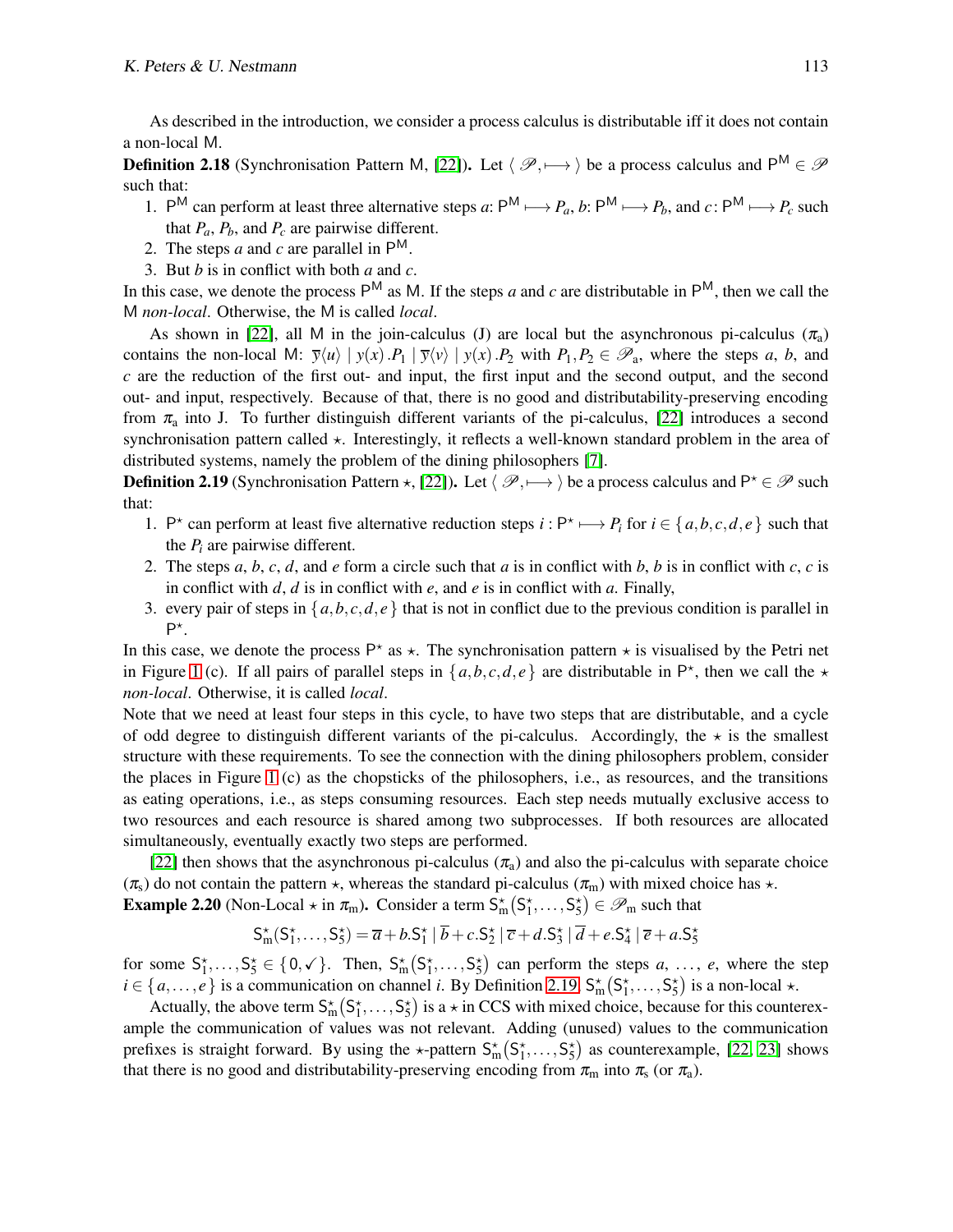As described in the introduction, we consider a process calculus is distributable iff it does not contain a non-local $\mathsf{M}$.

**Definition 2.18** (Synchronisation Pattern $\mathsf{M}$, [22])**.** Let $\langle\, \mathscr{P}, \longmapsto \,\rangle$ be a process calculus and $\mathsf{P}^{\mathsf{M}} \in \mathscr{P}$ such that:

1. $\mathsf{P}^{\mathsf{M}}$ can perform at least three alternative steps $a$: $\mathsf{P}^{\mathsf{M}} \longmapsto P_a$, $b$: $\mathsf{P}^{\mathsf{M}} \longmapsto P_b$, and $c$: $\mathsf{P}^{\mathsf{M}} \longmapsto P_c$ such that $P_a$, $P_b$, and $P_c$ are pairwise different.
2. The steps $a$ and $c$ are parallel in $\mathsf{P}^{\mathsf{M}}$.
3. But $b$ is in conflict with both $a$ and $c$.

In this case, we denote the process $\mathsf{P}^{\mathsf{M}}$ as $\mathsf{M}$. If the steps $a$ and $c$ are distributable in $\mathsf{P}^{\mathsf{M}}$, then we call the $\mathsf{M}$ *non-local*. Otherwise, the $\mathsf{M}$ is called *local*.

As shown in [22], all $\mathsf{M}$ in the join-calculus (J) are local but the asynchronous pi-calculus ($\pi_{\mathrm{a}}$) contains the non-local $\mathsf{M}$: $\overline{y}\langle u \rangle \mid y(x).P_1 \mid \overline{y}\langle v \rangle \mid y(x).P_2$ with $P_1, P_2 \in \mathscr{P}_{\mathrm{a}}$, where the steps $a$, $b$, and $c$ are the reduction of the first out- and input, the first input and the second output, and the second out- and input, respectively. Because of that, there is no good and distributability-preserving encoding from $\pi_{\mathrm{a}}$ into J. To further distinguish different variants of the pi-calculus, [22] introduces a second synchronisation pattern called $\star$. Interestingly, it reflects a well-known standard problem in the area of distributed systems, namely the problem of the dining philosophers [7].

**Definition 2.19** (Synchronisation Pattern $\star$, [22])**.** Let $\langle\, \mathscr{P}, \longmapsto \,\rangle$ be a process calculus and $\mathsf{P}^{\star} \in \mathscr{P}$ such that:

1. $\mathsf{P}^{\star}$ can perform at least five alternative reduction steps $i : \mathsf{P}^{\star} \longmapsto P_i$ for $i \in \{\, a, b, c, d, e \,\}$ such that the $P_i$ are pairwise different.
2. The steps $a$, $b$, $c$, $d$, and $e$ form a circle such that $a$ is in conflict with $b$, $b$ is in conflict with $c$, $c$ is in conflict with $d$, $d$ is in conflict with $e$, and $e$ is in conflict with $a$. Finally,
3. every pair of steps in $\{\, a, b, c, d, e \,\}$ that is not in conflict due to the previous condition is parallel in $\mathsf{P}^{\star}$.

In this case, we denote the process $\mathsf{P}^{\star}$ as $\star$. The synchronisation pattern $\star$ is visualised by the Petri net in Figure 1 (c). If all pairs of parallel steps in $\{\, a, b, c, d, e \,\}$ are distributable in $\mathsf{P}^{\star}$, then we call the $\star$ *non-local*. Otherwise, it is called *local*.

Note that we need at least four steps in this cycle, to have two steps that are distributable, and a cycle of odd degree to distinguish different variants of the pi-calculus. Accordingly, the $\star$ is the smallest structure with these requirements. To see the connection with the dining philosophers problem, consider the places in Figure 1 (c) as the chopsticks of the philosophers, i.e., as resources, and the transitions as eating operations, i.e., as steps consuming resources. Each step needs mutually exclusive access to two resources and each resource is shared among two subprocesses. If both resources are allocated simultaneously, eventually exactly two steps are performed.

[22] then shows that the asynchronous pi-calculus ($\pi_{\mathrm{a}}$) and also the pi-calculus with separate choice ($\pi_{\mathrm{s}}$) do not contain the pattern $\star$, whereas the standard pi-calculus ($\pi_{\mathrm{m}}$) with mixed choice has $\star$.

**Example 2.20** (Non-Local $\star$ in $\pi_{\mathrm{m}}$)**.** Consider a term $\mathsf{S}^{\star}_{\mathrm{m}}\big(\mathsf{S}^{\star}_1, \ldots, \mathsf{S}^{\star}_5\big) \in \mathscr{P}_{\mathrm{m}}$ such that

$$\mathsf{S}^{\star}_{\mathrm{m}}(\mathsf{S}^{\star}_1, \ldots, \mathsf{S}^{\star}_5) = \overline{a} + b.\mathsf{S}^{\star}_1 \mid \overline{b} + c.\mathsf{S}^{\star}_2 \mid \overline{c} + d.\mathsf{S}^{\star}_3 \mid \overline{d} + e.\mathsf{S}^{\star}_4 \mid \overline{e} + a.\mathsf{S}^{\star}_5$$

for some $\mathsf{S}^{\star}_1, \ldots, \mathsf{S}^{\star}_5 \in \{\, 0, \checkmark \,\}$. Then, $\mathsf{S}^{\star}_{\mathrm{m}}\big(\mathsf{S}^{\star}_1, \ldots, \mathsf{S}^{\star}_5\big)$ can perform the steps $a$, …, $e$, where the step $i \in \{\, a, \ldots, e \,\}$ is a communication on channel $i$. By Definition 2.19, $\mathsf{S}^{\star}_{\mathrm{m}}\big(\mathsf{S}^{\star}_1, \ldots, \mathsf{S}^{\star}_5\big)$ is a non-local $\star$.

Actually, the above term $\mathsf{S}^{\star}_{\mathrm{m}}\big(\mathsf{S}^{\star}_1, \ldots, \mathsf{S}^{\star}_5\big)$ is a $\star$ in CCS with mixed choice, because for this counterexample the communication of values was not relevant. Adding (unused) values to the communication prefixes is straight forward. By using the $\star$-pattern $\mathsf{S}^{\star}_{\mathrm{m}}\big(\mathsf{S}^{\star}_1, \ldots, \mathsf{S}^{\star}_5\big)$ as counterexample, [22, 23] shows that there is no good and distributability-preserving encoding from $\pi_{\mathrm{m}}$ into $\pi_{\mathrm{s}}$ (or $\pi_{\mathrm{a}}$).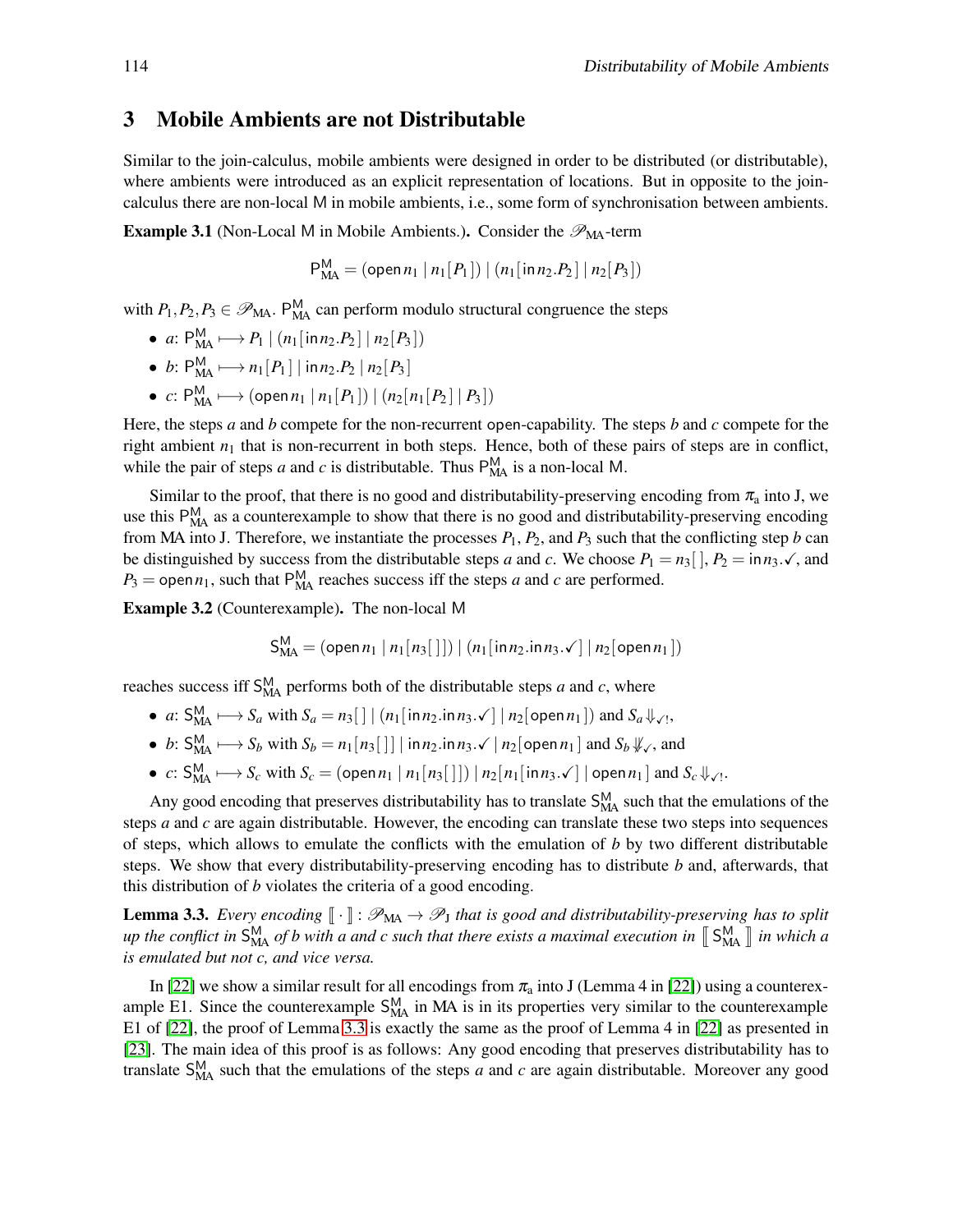## 3 Mobile Ambients are not Distributable

Similar to the join-calculus, mobile ambients were designed in order to be distributed (or distributable), where ambients were introduced as an explicit representation of locations. But in opposite to the join-calculus there are non-local M in mobile ambients, i.e., some form of synchronisation between ambients.

**Example 3.1** (Non-Local M in Mobile Ambients.)**.** Consider the $\mathscr{P}_{\mathrm{MA}}$-term

$$\mathsf{P}_{\mathrm{MA}}^{\mathsf{M}} = (\mathsf{open}\, n_1 \mid n_1[P_1]) \mid (n_1[\mathsf{in}\, n_2.P_2] \mid n_2[P_3])$$

with $P_1, P_2, P_3 \in \mathscr{P}_{\mathrm{MA}}$. $\mathsf{P}_{\mathrm{MA}}^{\mathsf{M}}$ can perform modulo structural congruence the steps

- $a$: $\mathsf{P}_{\mathrm{MA}}^{\mathsf{M}} \longmapsto P_1 \mid (n_1[\mathsf{in}\, n_2.P_2] \mid n_2[P_3])$
- $b$: $\mathsf{P}_{\mathrm{MA}}^{\mathsf{M}} \longmapsto n_1[P_1] \mid \mathsf{in}\, n_2.P_2 \mid n_2[P_3]$
- $c$: $\mathsf{P}_{\mathrm{MA}}^{\mathsf{M}} \longmapsto (\mathsf{open}\, n_1 \mid n_1[P_1]) \mid (n_2[n_1[P_2] \mid P_3])$

Here, the steps $a$ and $b$ compete for the non-recurrent open-capability. The steps $b$ and $c$ compete for the right ambient $n_1$ that is non-recurrent in both steps. Hence, both of these pairs of steps are in conflict, while the pair of steps $a$ and $c$ is distributable. Thus $\mathsf{P}_{\mathrm{MA}}^{\mathsf{M}}$ is a non-local M.

Similar to the proof, that there is no good and distributability-preserving encoding from $\pi_{\mathrm{a}}$ into J, we use this $\mathsf{P}_{\mathrm{MA}}^{\mathsf{M}}$ as a counterexample to show that there is no good and distributability-preserving encoding from MA into J. Therefore, we instantiate the processes $P_1$, $P_2$, and $P_3$ such that the conflicting step $b$ can be distinguished by success from the distributable steps $a$ and $c$. We choose $P_1 = n_3[\,]$, $P_2 = \mathsf{in}\, n_3.\checkmark$, and $P_3 = \mathsf{open}\, n_1$, such that $\mathsf{P}_{\mathrm{MA}}^{\mathsf{M}}$ reaches success iff the steps $a$ and $c$ are performed.

**Example 3.2** (Counterexample)**.** The non-local M

$$\mathsf{S}_{\mathrm{MA}}^{\mathsf{M}} = (\mathsf{open}\, n_1 \mid n_1[n_3[\,]]) \mid (n_1[\mathsf{in}\, n_2.\mathsf{in}\, n_3.\checkmark] \mid n_2[\mathsf{open}\, n_1])$$

reaches success iff $\mathsf{S}_{\mathrm{MA}}^{\mathsf{M}}$ performs both of the distributable steps $a$ and $c$, where

- $a$: $\mathsf{S}_{\mathrm{MA}}^{\mathsf{M}} \longmapsto S_a$ with $S_a = n_3[\,] \mid (n_1[\mathsf{in}\, n_2.\mathsf{in}\, n_3.\checkmark] \mid n_2[\mathsf{open}\, n_1])$ and $S_a \Downarrow_{\checkmark!}$,
- $b$: $\mathsf{S}_{\mathrm{MA}}^{\mathsf{M}} \longmapsto S_b$ with $S_b = n_1[n_3[\,]] \mid \mathsf{in}\, n_2.\mathsf{in}\, n_3.\checkmark \mid n_2[\mathsf{open}\, n_1]$ and $S_b \not\Downarrow_{\checkmark}$, and
- $c$: $\mathsf{S}_{\mathrm{MA}}^{\mathsf{M}} \longmapsto S_c$ with $S_c = (\mathsf{open}\, n_1 \mid n_1[n_3[\,]]) \mid n_2[n_1[\mathsf{in}\, n_3.\checkmark] \mid \mathsf{open}\, n_1]$ and $S_c \Downarrow_{\checkmark!}$.

Any good encoding that preserves distributability has to translate $\mathsf{S}_{\mathrm{MA}}^{\mathsf{M}}$ such that the emulations of the steps $a$ and $c$ are again distributable. However, the encoding can translate these two steps into sequences of steps, which allows to emulate the conflicts with the emulation of $b$ by two different distributable steps. We show that every distributability-preserving encoding has to distribute $b$ and, afterwards, that this distribution of $b$ violates the criteria of a good encoding.

**Lemma 3.3.** *Every encoding $[\![\cdot]\!] : \mathscr{P}_{\mathrm{MA}} \to \mathscr{P}_{\mathrm{J}}$ that is good and distributability-preserving has to split up the conflict in $\mathsf{S}_{\mathrm{MA}}^{\mathsf{M}}$ of $b$ with $a$ and $c$ such that there exists a maximal execution in $[\![\, \mathsf{S}_{\mathrm{MA}}^{\mathsf{M}} \,]\!]$ in which $a$ is emulated but not $c$, and vice versa.*

In [22] we show a similar result for all encodings from $\pi_{\mathrm{a}}$ into J (Lemma 4 in [22]) using a counterexample E1. Since the counterexample $\mathsf{S}_{\mathrm{MA}}^{\mathsf{M}}$ in MA is in its properties very similar to the counterexample E1 of [22], the proof of Lemma 3.3 is exactly the same as the proof of Lemma 4 in [22] as presented in [23]. The main idea of this proof is as follows: Any good encoding that preserves distributability has to translate $\mathsf{S}_{\mathrm{MA}}^{\mathsf{M}}$ such that the emulations of the steps $a$ and $c$ are again distributable. Moreover any good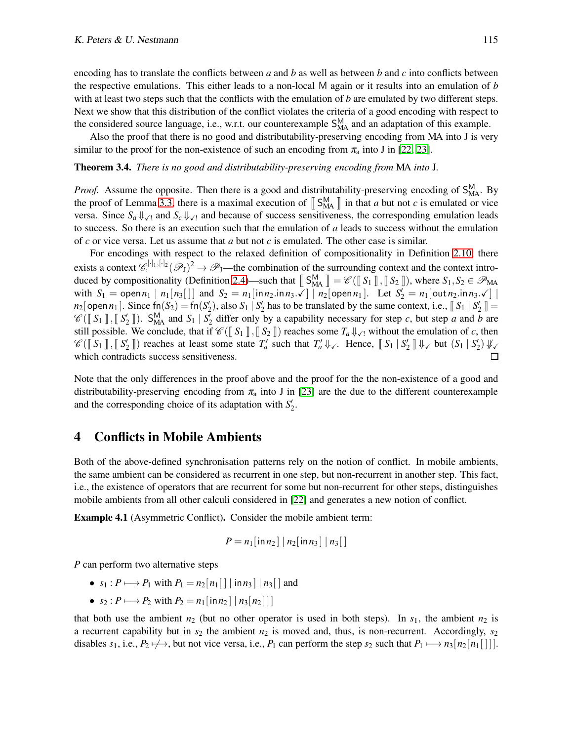encoding has to translate the conflicts between $a$ and $b$ as well as between $b$ and $c$ into conflicts between the respective emulations. This either leads to a non-local M again or it results into an emulation of $b$ with at least two steps such that the conflicts with the emulation of $b$ are emulated by two different steps. Next we show that this distribution of the conflict violates the criteria of a good encoding with respect to the considered source language, i.e., w.r.t. our counterexample $\mathsf{S}_{\mathrm{MA}}^{\mathsf{M}}$ and an adaptation of this example.

Also the proof that there is no good and distributability-preserving encoding from MA into J is very similar to the proof for the non-existence of such an encoding from $\pi_{\mathrm{a}}$ into J in [22, 23].

**Theorem 3.4.** *There is no good and distributability-preserving encoding from* MA *into* J*.*

*Proof.* Assume the opposite. Then there is a good and distributability-preserving encoding of $\mathsf{S}_{\mathrm{MA}}^{\mathsf{M}}$. By the proof of Lemma 3.3, there is a maximal execution of $[\![\, \mathsf{S}_{\mathrm{MA}}^{\mathsf{M}} \,]\!]$ in that $a$ but not $c$ is emulated or vice versa. Since $S_a \Downarrow_{\checkmark !}$ and $S_c \Downarrow_{\checkmark !}$ and because of success sensitiveness, the corresponding emulation leads to success. So there is an execution such that the emulation of $a$ leads to success without the emulation of $c$ or vice versa. Let us assume that $a$ but not $c$ is emulated. The other case is similar.

For encodings with respect to the relaxed definition of compositionality in Definition 2.10, there exists a context $\mathscr{C}_{:}^{[\cdot]_1,[\cdot]_2}(\mathscr{P}_{\mathrm{J}})^2 \to \mathscr{P}_{\mathrm{J}}$—the combination of the surrounding context and the context introduced by compositionality (Definition 2.4)—such that $[\![\, \mathsf{S}_{\mathrm{MA}}^{\mathsf{M}} \,]\!] = \mathscr{C}([\![\, S_1 \,]\!], [\![\, S_2 \,]\!])$, where $S_1, S_2 \in \mathscr{P}_{\mathrm{MA}}$ with $S_1 = \mathsf{open}\, n_1 \mid n_1[n_3[\,]]$ and $S_2 = n_1[\mathsf{in}\, n_2.\mathsf{in}\, n_3.\checkmark] \mid n_2[\mathsf{open}\, n_1]$. Let $S_2' = n_1[\mathsf{out}\, n_2.\mathsf{in}\, n_3.\checkmark] \mid n_2[\mathsf{open}\, n_1]$. Since $\mathsf{fn}(S_2) = \mathsf{fn}(S_2')$, also $S_1 \mid S_2'$ has to be translated by the same context, i.e., $[\![\, S_1 \mid S_2' \,]\!] = \mathscr{C}([\![\, S_1 \,]\!], [\![\, S_2' \,]\!])$. $\mathsf{S}_{\mathrm{MA}}^{\mathsf{M}}$ and $S_1 \mid S_2'$ differ only by a capability necessary for step $c$, but step $a$ and $b$ are still possible. We conclude, that if $\mathscr{C}([\![\, S_1 \,]\!], [\![\, S_2 \,]\!])$ reaches some $T_a \Downarrow_{\checkmark !}$ without the emulation of $c$, then $\mathscr{C}([\![\, S_1 \,]\!], [\![\, S_2' \,]\!])$ reaches at least some state $T_a'$ such that $T_a' \Downarrow_{\checkmark}$. Hence, $[\![\, S_1 \mid S_2' \,]\!] \Downarrow_{\checkmark}$ but $(S_1 \mid S_2') \not\Downarrow_{\checkmark}$ which contradicts success sensitiveness. ◻

Note that the only differences in the proof above and the proof for the the non-existence of a good and distributability-preserving encoding from $\pi_{\mathrm{a}}$ into J in [23] are the due to the different counterexample and the corresponding choice of its adaptation with $S_2'$.

## 4 Conflicts in Mobile Ambients

Both of the above-defined synchronisation patterns rely on the notion of conflict. In mobile ambients, the same ambient can be considered as recurrent in one step, but non-recurrent in another step. This fact, i.e., the existence of operators that are recurrent for some but non-recurrent for other steps, distinguishes mobile ambients from all other calculi considered in [22] and generates a new notion of conflict.

**Example 4.1** (Asymmetric Conflict)**.** Consider the mobile ambient term:

$$P = n_1[\mathsf{in}\, n_2] \mid n_2[\mathsf{in}\, n_3] \mid n_3[\,]$$

$P$ can perform two alternative steps

- $s_1 : P \longmapsto P_1$ with $P_1 = n_2[n_1[\,] \mid \mathsf{in}\, n_3] \mid n_3[\,]$ and
- $s_2 : P \longmapsto P_2$ with $P_2 = n_1[\mathsf{in}\, n_2] \mid n_3[n_2[\,]]$

that both use the ambient $n_2$ (but no other operator is used in both steps). In $s_1$, the ambient $n_2$ is a recurrent capability but in $s_2$ the ambient $n_2$ is moved and, thus, is non-recurrent. Accordingly, $s_2$ disables $s_1$, i.e., $P_2 \not\longmapsto$, but not vice versa, i.e., $P_1$ can perform the step $s_2$ such that $P_1 \longmapsto n_3[n_2[n_1[\,]]]$.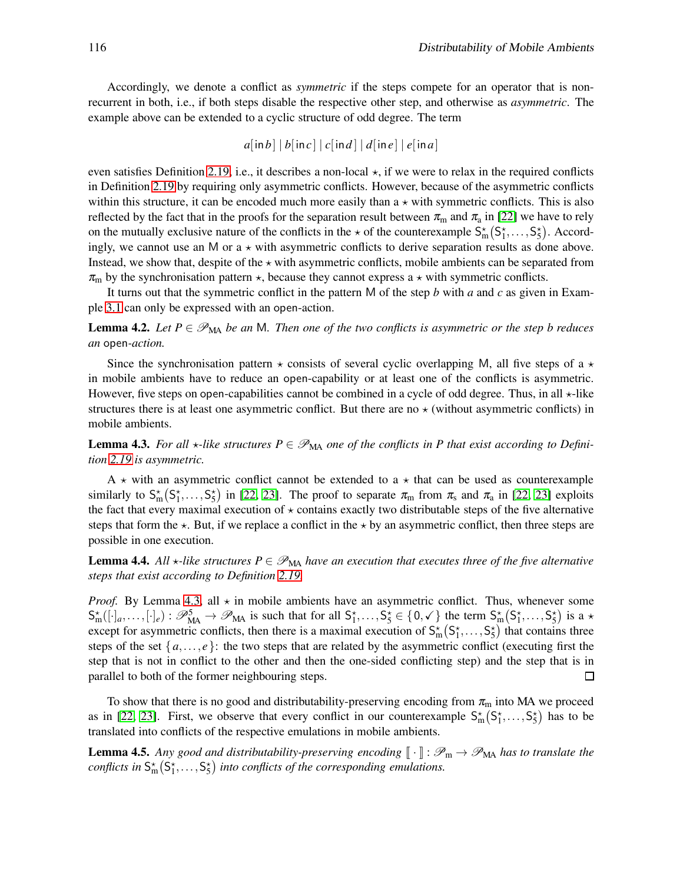Accordingly, we denote a conflict as *symmetric* if the steps compete for an operator that is non-recurrent in both, i.e., if both steps disable the respective other step, and otherwise as *asymmetric*. The example above can be extended to a cyclic structure of odd degree. The term

$$a[\mathsf{in}\, b] \mid b[\mathsf{in}\, c] \mid c[\mathsf{in}\, d] \mid d[\mathsf{in}\, e] \mid e[\mathsf{in}\, a]$$

even satisfies Definition 2.19, i.e., it describes a non-local $\star$, if we were to relax in the required conflicts in Definition 2.19 by requiring only asymmetric conflicts. However, because of the asymmetric conflicts within this structure, it can be encoded much more easily than a $\star$ with symmetric conflicts. This is also reflected by the fact that in the proofs for the separation result between $\pi_{\mathrm{m}}$ and $\pi_{\mathrm{a}}$ in [22] we have to rely on the mutually exclusive nature of the conflicts in the $\star$ of the counterexample $\mathsf{S}^{\star}_{\mathrm{m}}(\mathsf{S}^{\star}_{1}, \ldots, \mathsf{S}^{\star}_{5})$. Accordingly, we cannot use an $\mathsf{M}$ or a $\star$ with asymmetric conflicts to derive separation results as done above. Instead, we show that, despite of the $\star$ with asymmetric conflicts, mobile ambients can be separated from $\pi_{\mathrm{m}}$ by the synchronisation pattern $\star$, because they cannot express a $\star$ with symmetric conflicts.

It turns out that the symmetric conflict in the pattern $\mathsf{M}$ of the step $b$ with $a$ and $c$ as given in Example 3.1 can only be expressed with an open-action.

**Lemma 4.2.** *Let $P \in \mathscr{P}_{\mathrm{MA}}$ be an $\mathsf{M}$. Then one of the two conflicts is asymmetric or the step $b$ reduces an* open*-action.*

Since the synchronisation pattern $\star$ consists of several cyclic overlapping $\mathsf{M}$, all five steps of a $\star$ in mobile ambients have to reduce an open-capability or at least one of the conflicts is asymmetric. However, five steps on open-capabilities cannot be combined in a cycle of odd degree. Thus, in all $\star$-like structures there is at least one asymmetric conflict. But there are no $\star$ (without asymmetric conflicts) in mobile ambients.

**Lemma 4.3.** *For all $\star$-like structures $P \in \mathscr{P}_{\mathrm{MA}}$ one of the conflicts in $P$ that exist according to Definition 2.19 is asymmetric.*

A $\star$ with an asymmetric conflict cannot be extended to a $\star$ that can be used as counterexample similarly to $\mathsf{S}^{\star}_{\mathrm{m}}(\mathsf{S}^{\star}_{1}, \ldots, \mathsf{S}^{\star}_{5})$ in [22, 23]. The proof to separate $\pi_{\mathrm{m}}$ from $\pi_{\mathrm{s}}$ and $\pi_{\mathrm{a}}$ in [22, 23] exploits the fact that every maximal execution of $\star$ contains exactly two distributable steps of the five alternative steps that form the $\star$. But, if we replace a conflict in the $\star$ by an asymmetric conflict, then three steps are possible in one execution.

**Lemma 4.4.** *All $\star$-like structures $P \in \mathscr{P}_{\mathrm{MA}}$ have an execution that executes three of the five alternative steps that exist according to Definition 2.19.*

*Proof.* By Lemma 4.3, all $\star$ in mobile ambients have an asymmetric conflict. Thus, whenever some $\mathsf{S}^{\star}_{\mathrm{m}}([\cdot]_a, \ldots, [\cdot]_e) : \mathscr{P}^{5}_{\mathrm{MA}} \to \mathscr{P}_{\mathrm{MA}}$ is such that for all $\mathsf{S}^{\star}_{1}, \ldots, \mathsf{S}^{\star}_{5} \in \{0, \checkmark\}$ the term $\mathsf{S}^{\star}_{\mathrm{m}}(\mathsf{S}^{\star}_{1}, \ldots, \mathsf{S}^{\star}_{5})$ is a $\star$ except for asymmetric conflicts, then there is a maximal execution of $\mathsf{S}^{\star}_{\mathrm{m}}(\mathsf{S}^{\star}_{1}, \ldots, \mathsf{S}^{\star}_{5})$ that contains three steps of the set $\{a, \ldots, e\}$: the two steps that are related by the asymmetric conflict (executing first the step that is not in conflict to the other and then the one-sided conflicting step) and the step that is in parallel to both of the former neighbouring steps. $\square$

To show that there is no good and distributability-preserving encoding from $\pi_{\mathrm{m}}$ into MA we proceed as in [22, 23]. First, we observe that every conflict in our counterexample $\mathsf{S}^{\star}_{\mathrm{m}}(\mathsf{S}^{\star}_{1}, \ldots, \mathsf{S}^{\star}_{5})$ has to be translated into conflicts of the respective emulations in mobile ambients.

**Lemma 4.5.** *Any good and distributability-preserving encoding $[\![ \cdot ]\!] : \mathscr{P}_{\mathrm{m}} \to \mathscr{P}_{\mathrm{MA}}$ has to translate the conflicts in $\mathsf{S}^{\star}_{\mathrm{m}}(\mathsf{S}^{\star}_{1}, \ldots, \mathsf{S}^{\star}_{5})$ into conflicts of the corresponding emulations.*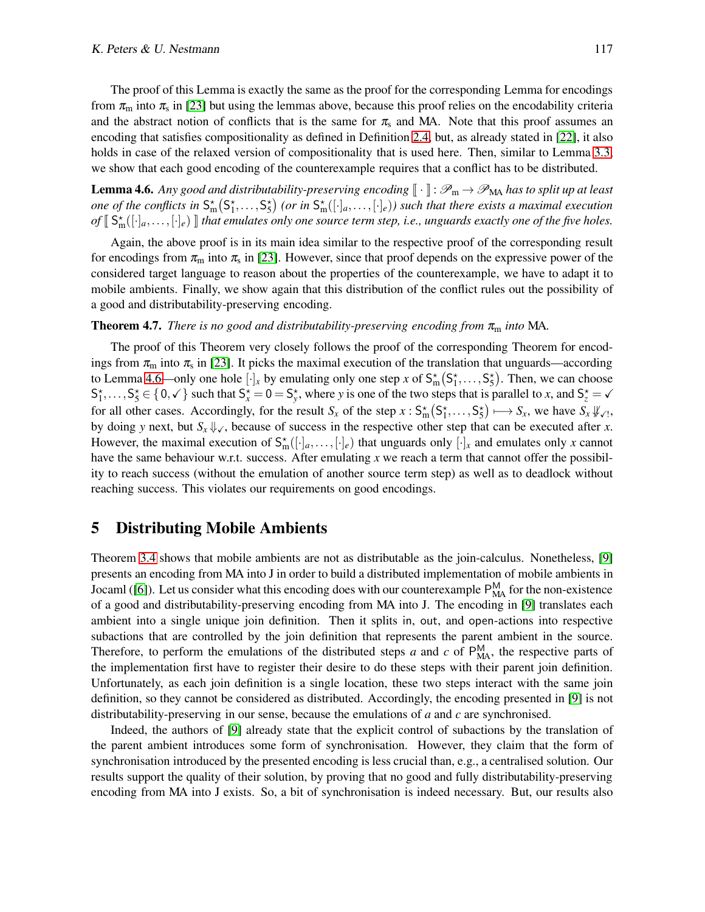The proof of this Lemma is exactly the same as the proof for the corresponding Lemma for encodings from $\pi_{\mathrm{m}}$ into $\pi_{\mathrm{s}}$ in [23] but using the lemmas above, because this proof relies on the encodability criteria and the abstract notion of conflicts that is the same for $\pi_{\mathrm{s}}$ and MA. Note that this proof assumes an encoding that satisfies compositionality as defined in Definition 2.4, but, as already stated in [22], it also holds in case of the relaxed version of compositionality that is used here. Then, similar to Lemma 3.3, we show that each good encoding of the counterexample requires that a conflict has to be distributed.

**Lemma 4.6.** *Any good and distributability-preserving encoding $[\![ \cdot ]\!] : \mathscr{P}_{\mathrm{m}} \to \mathscr{P}_{\mathrm{MA}}$ has to split up at least one of the conflicts in $\mathsf{S}^{\star}_{\mathrm{m}}(\mathsf{S}^{\star}_1, \ldots, \mathsf{S}^{\star}_5)$ (or in $\mathsf{S}^{\star}_{\mathrm{m}}([\cdot]_a, \ldots, [\cdot]_e)$) such that there exists a maximal execution of $[\![ \mathsf{S}^{\star}_{\mathrm{m}}([\cdot]_a, \ldots, [\cdot]_e) ]\!]$ that emulates only one source term step, i.e., unguards exactly one of the five holes.*

Again, the above proof is in its main idea similar to the respective proof of the corresponding result for encodings from $\pi_{\mathrm{m}}$ into $\pi_{\mathrm{s}}$ in [23]. However, since that proof depends on the expressive power of the considered target language to reason about the properties of the counterexample, we have to adapt it to mobile ambients. Finally, we show again that this distribution of the conflict rules out the possibility of a good and distributability-preserving encoding.

**Theorem 4.7.** *There is no good and distributability-preserving encoding from $\pi_{\mathrm{m}}$ into* MA.

The proof of this Theorem very closely follows the proof of the corresponding Theorem for encodings from $\pi_{\mathrm{m}}$ into $\pi_{\mathrm{s}}$ in [23]. It picks the maximal execution of the translation that unguards—according to Lemma 4.6—only one hole $[\cdot]_x$ by emulating only one step $x$ of $\mathsf{S}^{\star}_{\mathrm{m}}(\mathsf{S}^{\star}_1, \ldots, \mathsf{S}^{\star}_5)$. Then, we can choose $\mathsf{S}^{\star}_1, \ldots, \mathsf{S}^{\star}_5 \in \{0, \checkmark\}$ such that $\mathsf{S}^{\star}_x = 0 = \mathsf{S}^{\star}_y$, where $y$ is one of the two steps that is parallel to $x$, and $\mathsf{S}^{\star}_z = \checkmark$ for all other cases. Accordingly, for the result $S_x$ of the step $x : \mathsf{S}^{\star}_{\mathrm{m}}(\mathsf{S}^{\star}_1, \ldots, \mathsf{S}^{\star}_5) \longmapsto S_x$, we have $S_x \not\Downarrow_{\checkmark!}$, by doing $y$ next, but $S_x \Downarrow_{\checkmark}$, because of success in the respective other step that can be executed after $x$. However, the maximal execution of $\mathsf{S}^{\star}_{\mathrm{m}}([\cdot]_a, \ldots, [\cdot]_e)$ that unguards only $[\cdot]_x$ and emulates only $x$ cannot have the same behaviour w.r.t. success. After emulating $x$ we reach a term that cannot offer the possibility to reach success (without the emulation of another source term step) as well as to deadlock without reaching success. This violates our requirements on good encodings.

# 5 Distributing Mobile Ambients

Theorem 3.4 shows that mobile ambients are not as distributable as the join-calculus. Nonetheless, [9] presents an encoding from MA into J in order to build a distributed implementation of mobile ambients in Jocaml ([6]). Let us consider what this encoding does with our counterexample $\mathsf{P}^{\mathsf{M}}_{\mathrm{MA}}$ for the non-existence of a good and distributability-preserving encoding from MA into J. The encoding in [9] translates each ambient into a single unique join definition. Then it splits in, out, and open-actions into respective subactions that are controlled by the join definition that represents the parent ambient in the source. Therefore, to perform the emulations of the distributed steps $a$ and $c$ of $\mathsf{P}^{\mathsf{M}}_{\mathrm{MA}}$, the respective parts of the implementation first have to register their desire to do these steps with their parent join definition. Unfortunately, as each join definition is a single location, these two steps interact with the same join definition, so they cannot be considered as distributed. Accordingly, the encoding presented in [9] is not distributability-preserving in our sense, because the emulations of $a$ and $c$ are synchronised.

Indeed, the authors of [9] already state that the explicit control of subactions by the translation of the parent ambient introduces some form of synchronisation. However, they claim that the form of synchronisation introduced by the presented encoding is less crucial than, e.g., a centralised solution. Our results support the quality of their solution, by proving that no good and fully distributability-preserving encoding from MA into J exists. So, a bit of synchronisation is indeed necessary. But, our results also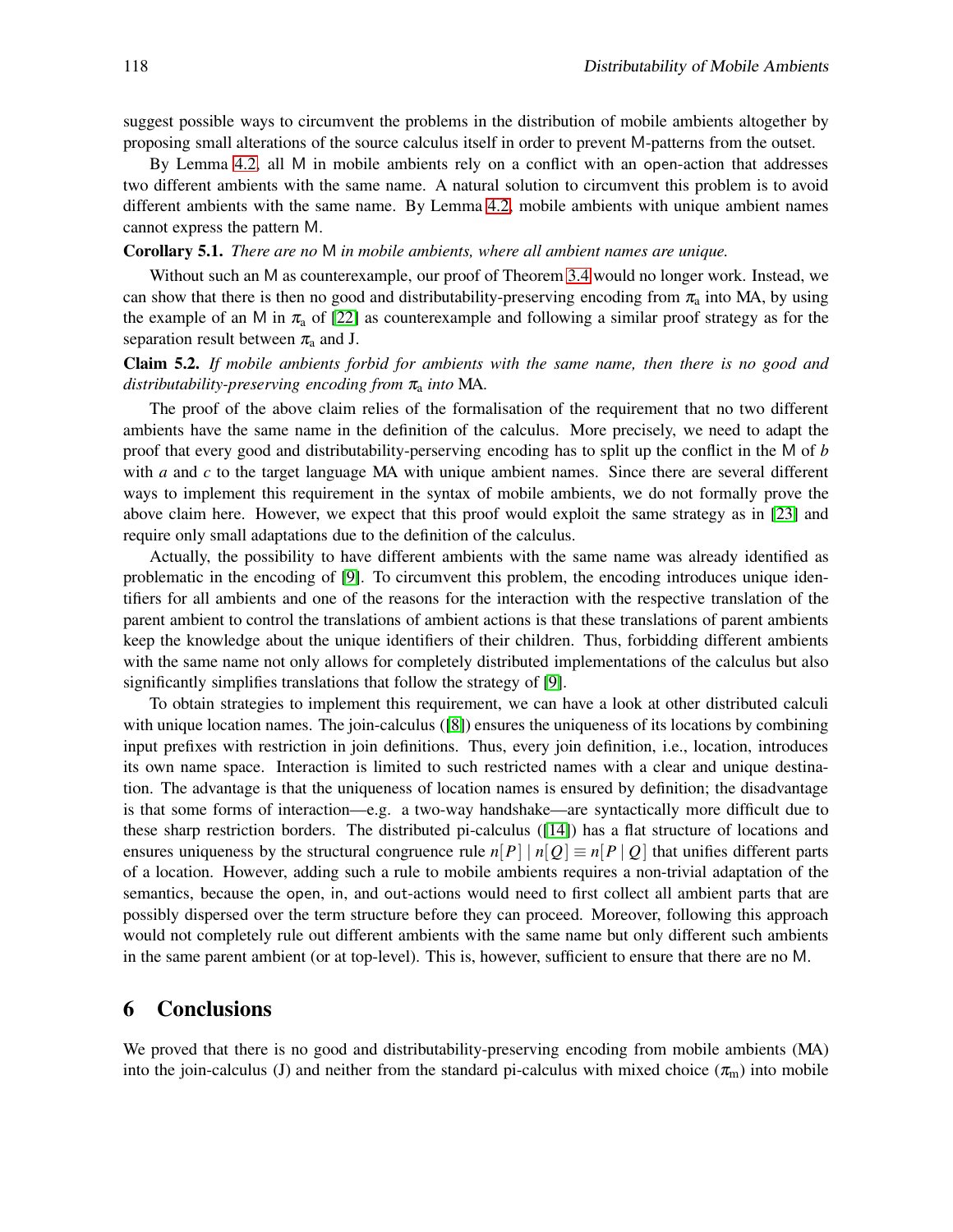suggest possible ways to circumvent the problems in the distribution of mobile ambients altogether by proposing small alterations of the source calculus itself in order to prevent M-patterns from the outset.

By Lemma 4.2, all M in mobile ambients rely on a conflict with an open-action that addresses two different ambients with the same name. A natural solution to circumvent this problem is to avoid different ambients with the same name. By Lemma 4.2, mobile ambients with unique ambient names cannot express the pattern M.

**Corollary 5.1.** *There are no* M *in mobile ambients, where all ambient names are unique.*

Without such an M as counterexample, our proof of Theorem 3.4 would no longer work. Instead, we can show that there is then no good and distributability-preserving encoding from $\pi_a$ into MA, by using the example of an M in $\pi_a$ of [22] as counterexample and following a similar proof strategy as for the separation result between $\pi_a$ and J.

**Claim 5.2.** *If mobile ambients forbid for ambients with the same name, then there is no good and distributability-preserving encoding from* $\pi_a$ *into* MA*.*

The proof of the above claim relies of the formalisation of the requirement that no two different ambients have the same name in the definition of the calculus. More precisely, we need to adapt the proof that every good and distributability-perserving encoding has to split up the conflict in the M of $b$ with $a$ and $c$ to the target language MA with unique ambient names. Since there are several different ways to implement this requirement in the syntax of mobile ambients, we do not formally prove the above claim here. However, we expect that this proof would exploit the same strategy as in [23] and require only small adaptations due to the definition of the calculus.

Actually, the possibility to have different ambients with the same name was already identified as problematic in the encoding of [9]. To circumvent this problem, the encoding introduces unique identifiers for all ambients and one of the reasons for the interaction with the respective translation of the parent ambient to control the translations of ambient actions is that these translations of parent ambients keep the knowledge about the unique identifiers of their children. Thus, forbidding different ambients with the same name not only allows for completely distributed implementations of the calculus but also significantly simplifies translations that follow the strategy of [9].

To obtain strategies to implement this requirement, we can have a look at other distributed calculi with unique location names. The join-calculus ([8]) ensures the uniqueness of its locations by combining input prefixes with restriction in join definitions. Thus, every join definition, i.e., location, introduces its own name space. Interaction is limited to such restricted names with a clear and unique destination. The advantage is that the uniqueness of location names is ensured by definition; the disadvantage is that some forms of interaction—e.g. a two-way handshake—are syntactically more difficult due to these sharp restriction borders. The distributed pi-calculus ([14]) has a flat structure of locations and ensures uniqueness by the structural congruence rule $n[P] \mid n[Q] \equiv n[P \mid Q]$ that unifies different parts of a location. However, adding such a rule to mobile ambients requires a non-trivial adaptation of the semantics, because the open, in, and out-actions would need to first collect all ambient parts that are possibly dispersed over the term structure before they can proceed. Moreover, following this approach would not completely rule out different ambients with the same name but only different such ambients in the same parent ambient (or at top-level). This is, however, sufficient to ensure that there are no M.

## 6 Conclusions

We proved that there is no good and distributability-preserving encoding from mobile ambients (MA) into the join-calculus (J) and neither from the standard pi-calculus with mixed choice ($\pi_m$) into mobile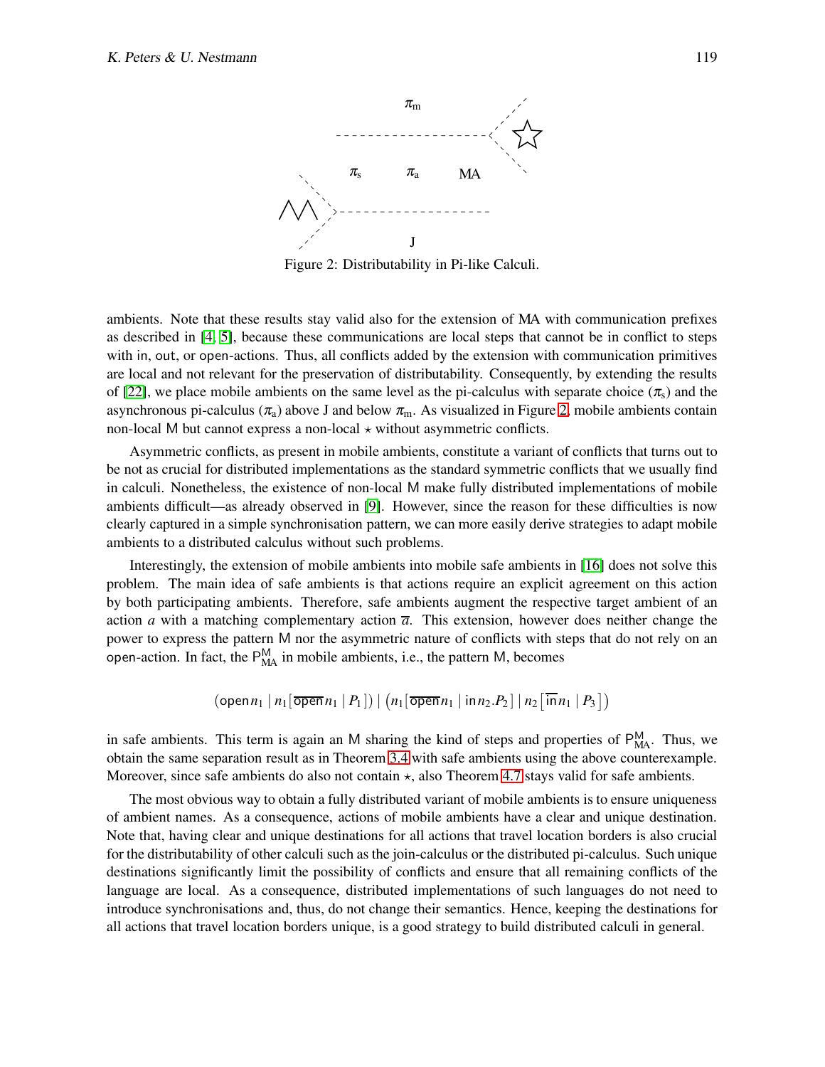Figure 2: Distributability in Pi-like Calculi.

ambients. Note that these results stay valid also for the extension of MA with communication prefixes as described in [4, 5], because these communications are local steps that cannot be in conflict to steps with in, out, or open-actions. Thus, all conflicts added by the extension with communication primitives are local and not relevant for the preservation of distributability. Consequently, by extending the results of [22], we place mobile ambients on the same level as the pi-calculus with separate choice ($\pi_s$) and the asynchronous pi-calculus ($\pi_a$) above J and below $\pi_m$. As visualized in Figure 2, mobile ambients contain non-local M but cannot express a non-local $\star$ without asymmetric conflicts.

Asymmetric conflicts, as present in mobile ambients, constitute a variant of conflicts that turns out to be not as crucial for distributed implementations as the standard symmetric conflicts that we usually find in calculi. Nonetheless, the existence of non-local M make fully distributed implementations of mobile ambients difficult—as already observed in [9]. However, since the reason for these difficulties is now clearly captured in a simple synchronisation pattern, we can more easily derive strategies to adapt mobile ambients to a distributed calculus without such problems.

Interestingly, the extension of mobile ambients into mobile safe ambients in [16] does not solve this problem. The main idea of safe ambients is that actions require an explicit agreement on this action by both participating ambients. Therefore, safe ambients augment the respective target ambient of an action $a$ with a matching complementary action $\overline{a}$. This extension, however does neither change the power to express the pattern M nor the asymmetric nature of conflicts with steps that do not rely on an open-action. In fact, the $\mathsf{P}^{\mathsf{M}}_{\mathrm{MA}}$ in mobile ambients, i.e., the pattern M, becomes

$$(\mathsf{open}\, n_1 \mid n_1[\overline{\mathsf{open}}\, n_1 \mid P_1]) \mid (n_1[\overline{\mathsf{open}}\, n_1 \mid \mathsf{in}\, n_2.P_2] \mid n_2[\overline{\mathsf{in}}\, n_1 \mid P_3])$$

in safe ambients. This term is again an M sharing the kind of steps and properties of $\mathsf{P}^{\mathsf{M}}_{\mathrm{MA}}$. Thus, we obtain the same separation result as in Theorem 3.4 with safe ambients using the above counterexample. Moreover, since safe ambients do also not contain $\star$, also Theorem 4.7 stays valid for safe ambients.

The most obvious way to obtain a fully distributed variant of mobile ambients is to ensure uniqueness of ambient names. As a consequence, actions of mobile ambients have a clear and unique destination. Note that, having clear and unique destinations for all actions that travel location borders is also crucial for the distributability of other calculi such as the join-calculus or the distributed pi-calculus. Such unique destinations significantly limit the possibility of conflicts and ensure that all remaining conflicts of the language are local. As a consequence, distributed implementations of such languages do not need to introduce synchronisations and, thus, do not change their semantics. Hence, keeping the destinations for all actions that travel location borders unique, is a good strategy to build distributed calculi in general.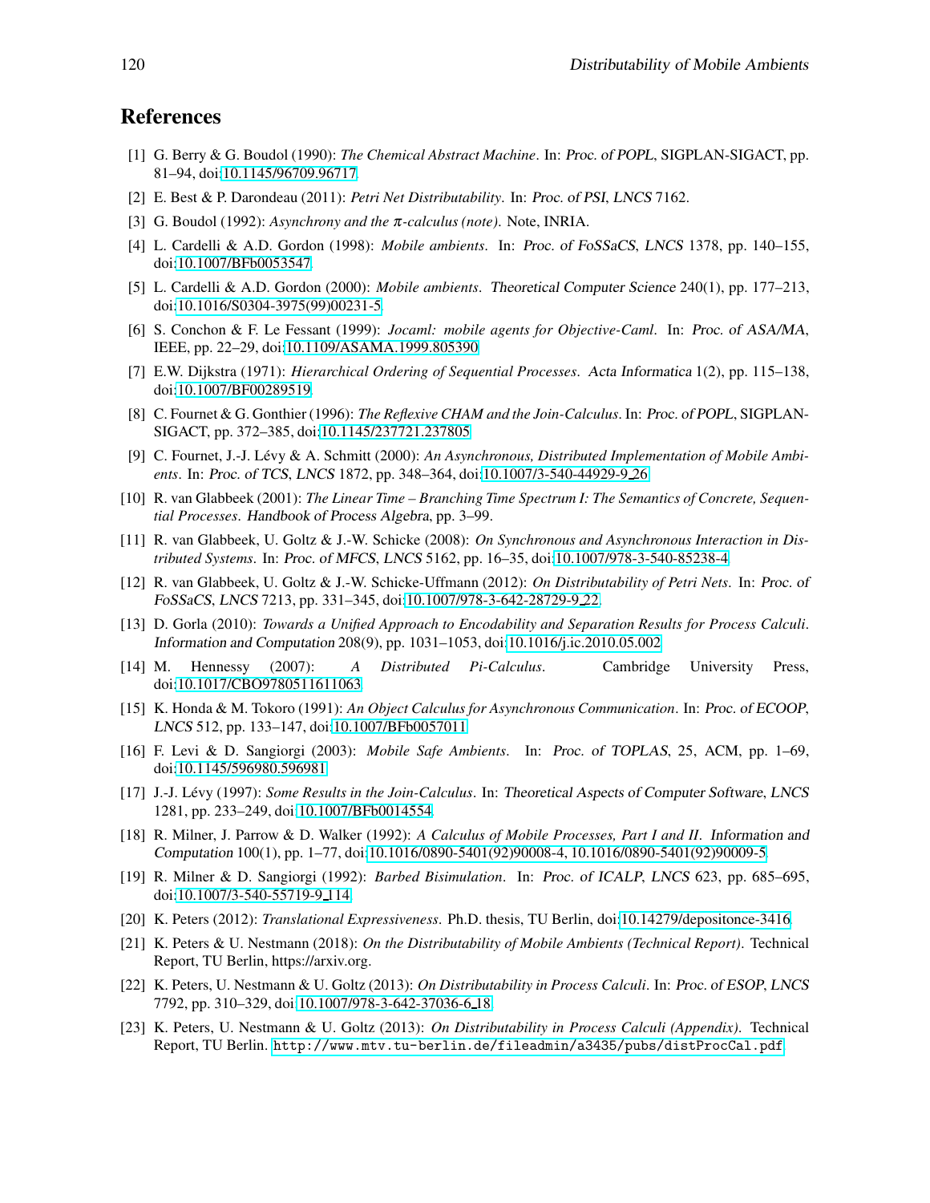## References

[1] G. Berry & G. Boudol (1990): *The Chemical Abstract Machine*. In: *Proc. of POPL*, SIGPLAN-SIGACT, pp. 81–94, doi:10.1145/96709.96717.

[2] E. Best & P. Darondeau (2011): *Petri Net Distributability*. In: *Proc. of PSI*, *LNCS* 7162.

[3] G. Boudol (1992): *Asynchrony and the $\pi$-calculus (note)*. Note, INRIA.

[4] L. Cardelli & A.D. Gordon (1998): *Mobile ambients*. In: *Proc. of FoSSaCS*, *LNCS* 1378, pp. 140–155, doi:10.1007/BFb0053547.

[5] L. Cardelli & A.D. Gordon (2000): *Mobile ambients*. *Theoretical Computer Science* 240(1), pp. 177–213, doi:10.1016/S0304-3975(99)00231-5.

[6] S. Conchon & F. Le Fessant (1999): *Jocaml: mobile agents for Objective-Caml*. In: *Proc. of ASA/MA*, IEEE, pp. 22–29, doi:10.1109/ASAMA.1999.805390.

[7] E.W. Dijkstra (1971): *Hierarchical Ordering of Sequential Processes*. *Acta Informatica* 1(2), pp. 115–138, doi:10.1007/BF00289519.

[8] C. Fournet & G. Gonthier (1996): *The Reflexive CHAM and the Join-Calculus*. In: *Proc. of POPL*, SIGPLAN-SIGACT, pp. 372–385, doi:10.1145/237721.237805.

[9] C. Fournet, J.-J. Lévy & A. Schmitt (2000): *An Asynchronous, Distributed Implementation of Mobile Ambients*. In: *Proc. of TCS*, *LNCS* 1872, pp. 348–364, doi:10.1007/3-540-44929-9_26.

[10] R. van Glabbeek (2001): *The Linear Time – Branching Time Spectrum I: The Semantics of Concrete, Sequential Processes*. *Handbook of Process Algebra*, pp. 3–99.

[11] R. van Glabbeek, U. Goltz & J.-W. Schicke (2008): *On Synchronous and Asynchronous Interaction in Distributed Systems*. In: *Proc. of MFCS*, *LNCS* 5162, pp. 16–35, doi:10.1007/978-3-540-85238-4.

[12] R. van Glabbeek, U. Goltz & J.-W. Schicke-Uffmann (2012): *On Distributability of Petri Nets*. In: *Proc. of FoSSaCS*, *LNCS* 7213, pp. 331–345, doi:10.1007/978-3-642-28729-9_22.

[13] D. Gorla (2010): *Towards a Unified Approach to Encodability and Separation Results for Process Calculi*. *Information and Computation* 208(9), pp. 1031–1053, doi:10.1016/j.ic.2010.05.002.

[14] M. Hennessy (2007): *A Distributed Pi-Calculus*. Cambridge University Press, doi:10.1017/CBO9780511611063.

[15] K. Honda & M. Tokoro (1991): *An Object Calculus for Asynchronous Communication*. In: *Proc. of ECOOP*, *LNCS* 512, pp. 133–147, doi:10.1007/BFb0057011.

[16] F. Levi & D. Sangiorgi (2003): *Mobile Safe Ambients*. In: *Proc. of TOPLAS*, 25, ACM, pp. 1–69, doi:10.1145/596980.596981.

[17] J.-J. Lévy (1997): *Some Results in the Join-Calculus*. In: *Theoretical Aspects of Computer Software*, *LNCS* 1281, pp. 233–249, doi:10.1007/BFb0014554.

[18] R. Milner, J. Parrow & D. Walker (1992): *A Calculus of Mobile Processes, Part I and II*. *Information and Computation* 100(1), pp. 1–77, doi:10.1016/0890-5401(92)90008-4, 10.1016/0890-5401(92)90009-5.

[19] R. Milner & D. Sangiorgi (1992): *Barbed Bisimulation*. In: *Proc. of ICALP*, *LNCS* 623, pp. 685–695, doi:10.1007/3-540-55719-9_114.

[20] K. Peters (2012): *Translational Expressiveness*. Ph.D. thesis, TU Berlin, doi:10.14279/depositonce-3416.

[21] K. Peters & U. Nestmann (2018): *On the Distributability of Mobile Ambients (Technical Report)*. Technical Report, TU Berlin, https://arxiv.org.

[22] K. Peters, U. Nestmann & U. Goltz (2013): *On Distributability in Process Calculi*. In: *Proc. of ESOP*, *LNCS* 7792, pp. 310–329, doi:10.1007/978-3-642-37036-6_18.

[23] K. Peters, U. Nestmann & U. Goltz (2013): *On Distributability in Process Calculi (Appendix)*. Technical Report, TU Berlin. `http://www.mtv.tu-berlin.de/fileadmin/a3435/pubs/distProcCal.pdf`.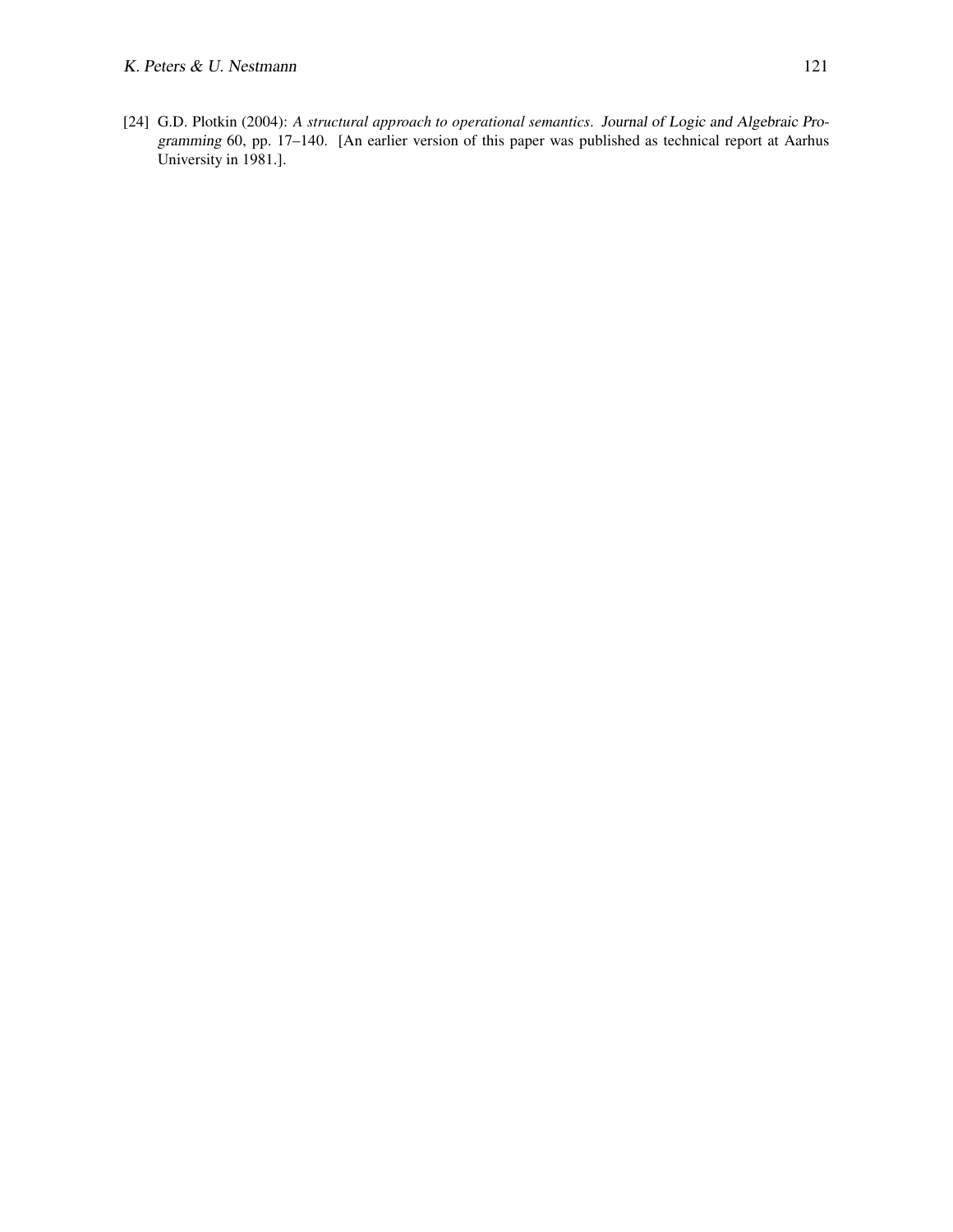[24] G.D. Plotkin (2004): *A structural approach to operational semantics.* Journal of Logic and Algebraic Programming 60, pp. 17–140. [An earlier version of this paper was published as technical report at Aarhus University in 1981.].